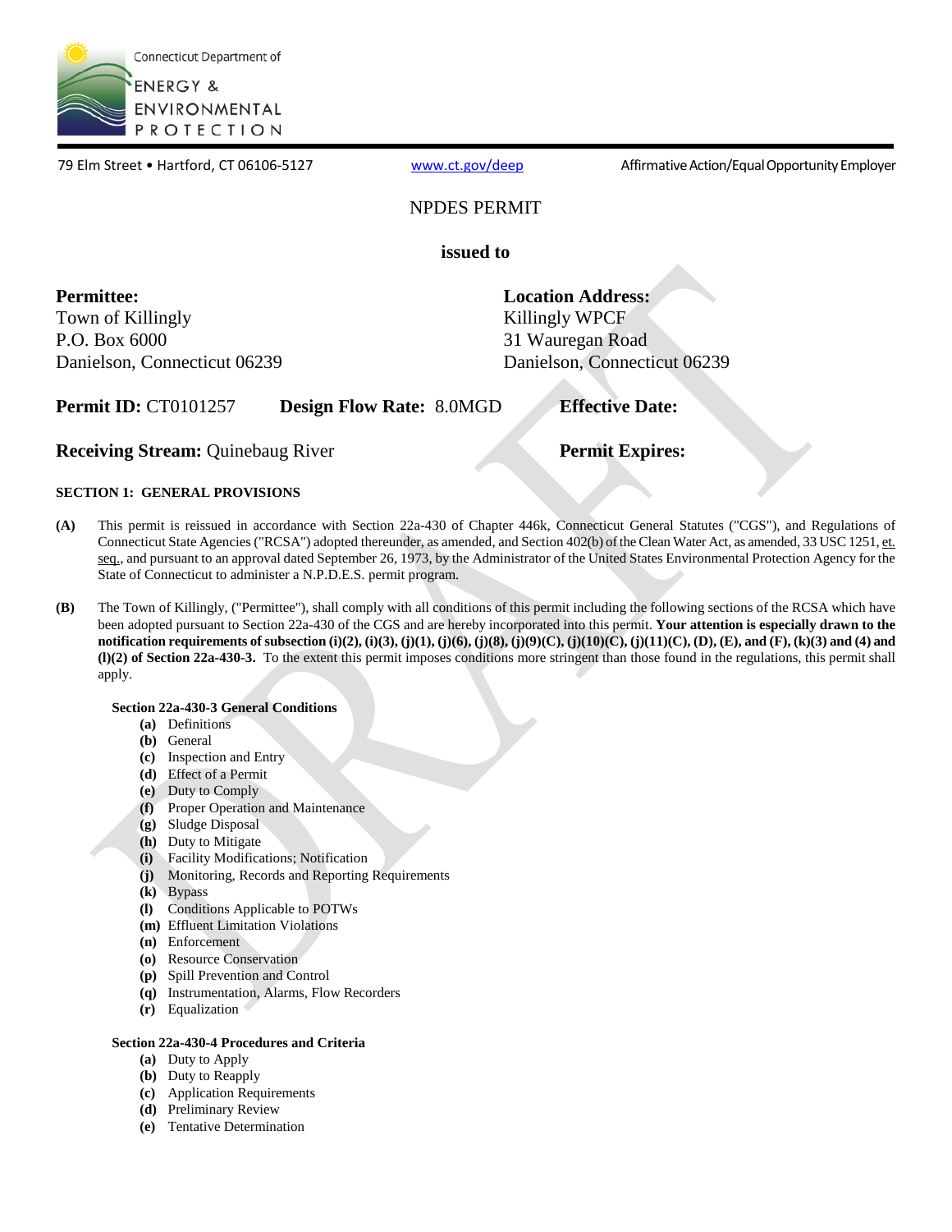Connecticut Department of ENERGY & ENVIRONMENTAL PROTECTION

79 Elm Street • Hartford, CT 06106-5127 www.ct.gov/deep Affirmative Action/Equal Opportunity Employer

# NPDES PERMIT

**issued to**

**Permittee:**
Town of Killingly
P.O. Box 6000
Danielson, Connecticut 06239

**Location Address:**
Killingly WPCF
31 Wauregan Road
Danielson, Connecticut 06239

**Permit ID:** CT0101257 **Design Flow Rate:** 8.0MGD **Effective Date:**

**Receiving Stream:** Quinebaug River **Permit Expires:**

## SECTION 1: GENERAL PROVISIONS

**(A)** This permit is reissued in accordance with Section 22a-430 of Chapter 446k, Connecticut General Statutes ("CGS"), and Regulations of Connecticut State Agencies ("RCSA") adopted thereunder, as amended, and Section 402(b) of the Clean Water Act, as amended, 33 USC 1251, et. seq., and pursuant to an approval dated September 26, 1973, by the Administrator of the United States Environmental Protection Agency for the State of Connecticut to administer a N.P.D.E.S. permit program.

**(B)** The Town of Killingly, ("Permittee"), shall comply with all conditions of this permit including the following sections of the RCSA which have been adopted pursuant to Section 22a-430 of the CGS and are hereby incorporated into this permit. **Your attention is especially drawn to the notification requirements of subsection (i)(2), (i)(3), (j)(1), (j)(6), (j)(8), (j)(9)(C), (j)(10)(C), (j)(11)(C), (D), (E), and (F), (k)(3) and (4) and (l)(2) of Section 22a-430-3.** To the extent this permit imposes conditions more stringent than those found in the regulations, this permit shall apply.

**Section 22a-430-3 General Conditions**

- **(a)** Definitions
- **(b)** General
- **(c)** Inspection and Entry
- **(d)** Effect of a Permit
- **(e)** Duty to Comply
- **(f)** Proper Operation and Maintenance
- **(g)** Sludge Disposal
- **(h)** Duty to Mitigate
- **(i)** Facility Modifications; Notification
- **(j)** Monitoring, Records and Reporting Requirements
- **(k)** Bypass
- **(l)** Conditions Applicable to POTWs
- **(m)** Effluent Limitation Violations
- **(n)** Enforcement
- **(o)** Resource Conservation
- **(p)** Spill Prevention and Control
- **(q)** Instrumentation, Alarms, Flow Recorders
- **(r)** Equalization

**Section 22a-430-4 Procedures and Criteria**

- **(a)** Duty to Apply
- **(b)** Duty to Reapply
- **(c)** Application Requirements
- **(d)** Preliminary Review
- **(e)** Tentative Determination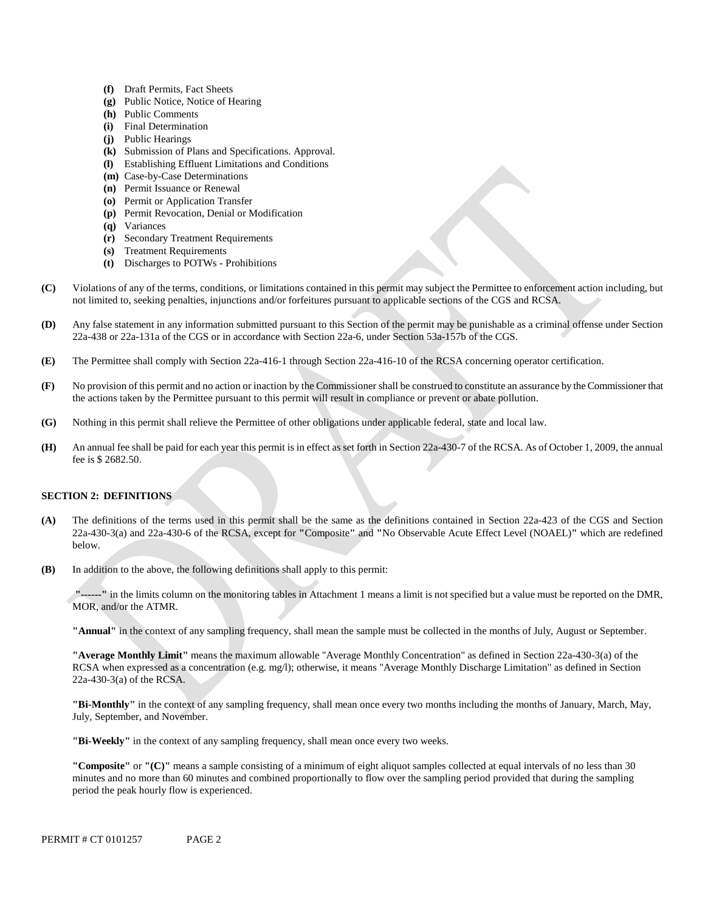- **(f)** Draft Permits, Fact Sheets
- **(g)** Public Notice, Notice of Hearing
- **(h)** Public Comments
- **(i)** Final Determination
- **(j)** Public Hearings
- **(k)** Submission of Plans and Specifications. Approval.
- **(l)** Establishing Effluent Limitations and Conditions
- **(m)** Case-by-Case Determinations
- **(n)** Permit Issuance or Renewal
- **(o)** Permit or Application Transfer
- **(p)** Permit Revocation, Denial or Modification
- **(q)** Variances
- **(r)** Secondary Treatment Requirements
- **(s)** Treatment Requirements
- **(t)** Discharges to POTWs - Prohibitions

**(C)** Violations of any of the terms, conditions, or limitations contained in this permit may subject the Permittee to enforcement action including, but not limited to, seeking penalties, injunctions and/or forfeitures pursuant to applicable sections of the CGS and RCSA.

**(D)** Any false statement in any information submitted pursuant to this Section of the permit may be punishable as a criminal offense under Section 22a-438 or 22a-131a of the CGS or in accordance with Section 22a-6, under Section 53a-157b of the CGS.

**(E)** The Permittee shall comply with Section 22a-416-1 through Section 22a-416-10 of the RCSA concerning operator certification.

**(F)** No provision of this permit and no action or inaction by the Commissioner shall be construed to constitute an assurance by the Commissioner that the actions taken by the Permittee pursuant to this permit will result in compliance or prevent or abate pollution.

**(G)** Nothing in this permit shall relieve the Permittee of other obligations under applicable federal, state and local law.

**(H)** An annual fee shall be paid for each year this permit is in effect as set forth in Section 22a-430-7 of the RCSA. As of October 1, 2009, the annual fee is $ 2682.50.

## SECTION 2: DEFINITIONS

**(A)** The definitions of the terms used in this permit shall be the same as the definitions contained in Section 22a-423 of the CGS and Section 22a-430-3(a) and 22a-430-6 of the RCSA, except for **"**Composite**"** and **"**No Observable Acute Effect Level (NOAEL)**"** which are redefined below.

**(B)** In addition to the above, the following definitions shall apply to this permit:

**"------"** in the limits column on the monitoring tables in Attachment 1 means a limit is not specified but a value must be reported on the DMR, MOR, and/or the ATMR.

**"Annual"** in the context of any sampling frequency, shall mean the sample must be collected in the months of July, August or September.

**"Average Monthly Limit"** means the maximum allowable "Average Monthly Concentration" as defined in Section 22a-430-3(a) of the RCSA when expressed as a concentration (e.g. mg/l); otherwise, it means "Average Monthly Discharge Limitation" as defined in Section 22a-430-3(a) of the RCSA.

**"Bi-Monthly"** in the context of any sampling frequency, shall mean once every two months including the months of January, March, May, July, September, and November.

**"Bi-Weekly"** in the context of any sampling frequency, shall mean once every two weeks.

**"Composite"** or **"(C)"** means a sample consisting of a minimum of eight aliquot samples collected at equal intervals of no less than 30 minutes and no more than 60 minutes and combined proportionally to flow over the sampling period provided that during the sampling period the peak hourly flow is experienced.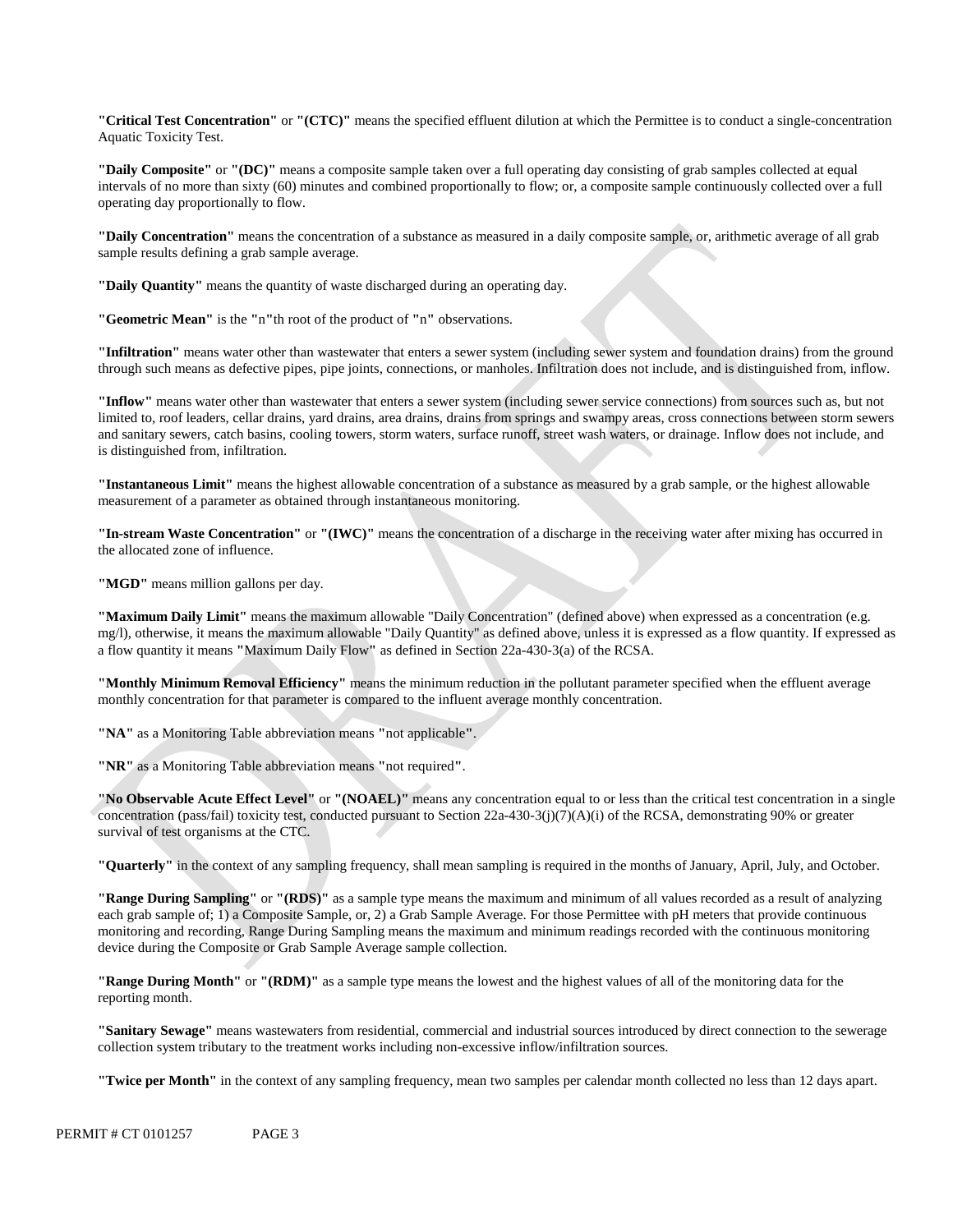**"Critical Test Concentration"** or **"(CTC)"** means the specified effluent dilution at which the Permittee is to conduct a single-concentration Aquatic Toxicity Test.

**"Daily Composite"** or **"(DC)"** means a composite sample taken over a full operating day consisting of grab samples collected at equal intervals of no more than sixty (60) minutes and combined proportionally to flow; or, a composite sample continuously collected over a full operating day proportionally to flow.

**"Daily Concentration"** means the concentration of a substance as measured in a daily composite sample, or, arithmetic average of all grab sample results defining a grab sample average.

**"Daily Quantity"** means the quantity of waste discharged during an operating day.

**"Geometric Mean"** is the **"n"**th root of the product of **"n"** observations.

**"Infiltration"** means water other than wastewater that enters a sewer system (including sewer system and foundation drains) from the ground through such means as defective pipes, pipe joints, connections, or manholes. Infiltration does not include, and is distinguished from, inflow.

**"Inflow"** means water other than wastewater that enters a sewer system (including sewer service connections) from sources such as, but not limited to, roof leaders, cellar drains, yard drains, area drains, drains from springs and swampy areas, cross connections between storm sewers and sanitary sewers, catch basins, cooling towers, storm waters, surface runoff, street wash waters, or drainage. Inflow does not include, and is distinguished from, infiltration.

**"Instantaneous Limit"** means the highest allowable concentration of a substance as measured by a grab sample, or the highest allowable measurement of a parameter as obtained through instantaneous monitoring.

**"In-stream Waste Concentration"** or **"(IWC)"** means the concentration of a discharge in the receiving water after mixing has occurred in the allocated zone of influence.

**"MGD"** means million gallons per day.

**"Maximum Daily Limit"** means the maximum allowable "Daily Concentration" (defined above) when expressed as a concentration (e.g. mg/l), otherwise, it means the maximum allowable "Daily Quantity" as defined above, unless it is expressed as a flow quantity. If expressed as a flow quantity it means **"**Maximum Daily Flow**"** as defined in Section 22a-430-3(a) of the RCSA.

**"Monthly Minimum Removal Efficiency"** means the minimum reduction in the pollutant parameter specified when the effluent average monthly concentration for that parameter is compared to the influent average monthly concentration.

**"NA"** as a Monitoring Table abbreviation means **"**not applicable**"**.

**"NR"** as a Monitoring Table abbreviation means **"**not required**"**.

**"No Observable Acute Effect Level"** or **"(NOAEL)"** means any concentration equal to or less than the critical test concentration in a single concentration (pass/fail) toxicity test, conducted pursuant to Section 22a-430-3(j)(7)(A)(i) of the RCSA, demonstrating 90% or greater survival of test organisms at the CTC.

**"Quarterly"** in the context of any sampling frequency, shall mean sampling is required in the months of January, April, July, and October.

**"Range During Sampling"** or **"(RDS)"** as a sample type means the maximum and minimum of all values recorded as a result of analyzing each grab sample of; 1) a Composite Sample, or, 2) a Grab Sample Average. For those Permittee with pH meters that provide continuous monitoring and recording, Range During Sampling means the maximum and minimum readings recorded with the continuous monitoring device during the Composite or Grab Sample Average sample collection.

**"Range During Month"** or **"(RDM)"** as a sample type means the lowest and the highest values of all of the monitoring data for the reporting month.

**"Sanitary Sewage"** means wastewaters from residential, commercial and industrial sources introduced by direct connection to the sewerage collection system tributary to the treatment works including non-excessive inflow/infiltration sources.

**"Twice per Month"** in the context of any sampling frequency, mean two samples per calendar month collected no less than 12 days apart.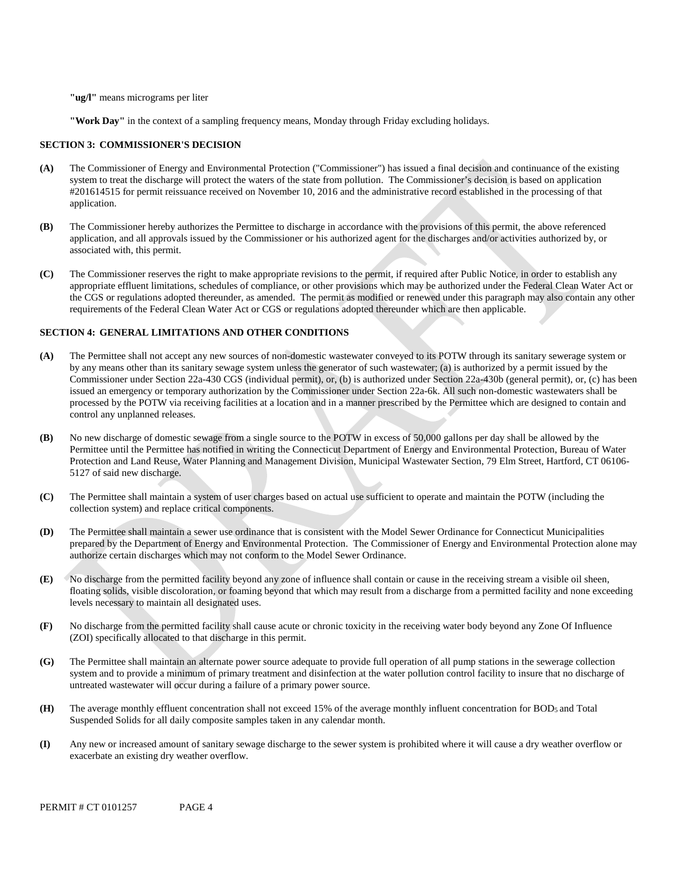**"ug/l"** means micrograms per liter

**"Work Day"** in the context of a sampling frequency means, Monday through Friday excluding holidays.

## SECTION 3: COMMISSIONER'S DECISION

**(A)** The Commissioner of Energy and Environmental Protection ("Commissioner") has issued a final decision and continuance of the existing system to treat the discharge will protect the waters of the state from pollution. The Commissioner's decision is based on application #201614515 for permit reissuance received on November 10, 2016 and the administrative record established in the processing of that application.

**(B)** The Commissioner hereby authorizes the Permittee to discharge in accordance with the provisions of this permit, the above referenced application, and all approvals issued by the Commissioner or his authorized agent for the discharges and/or activities authorized by, or associated with, this permit.

**(C)** The Commissioner reserves the right to make appropriate revisions to the permit, if required after Public Notice, in order to establish any appropriate effluent limitations, schedules of compliance, or other provisions which may be authorized under the Federal Clean Water Act or the CGS or regulations adopted thereunder, as amended. The permit as modified or renewed under this paragraph may also contain any other requirements of the Federal Clean Water Act or CGS or regulations adopted thereunder which are then applicable.

## SECTION 4: GENERAL LIMITATIONS AND OTHER CONDITIONS

**(A)** The Permittee shall not accept any new sources of non-domestic wastewater conveyed to its POTW through its sanitary sewerage system or by any means other than its sanitary sewage system unless the generator of such wastewater; (a) is authorized by a permit issued by the Commissioner under Section 22a-430 CGS (individual permit), or, (b) is authorized under Section 22a-430b (general permit), or, (c) has been issued an emergency or temporary authorization by the Commissioner under Section 22a-6k. All such non-domestic wastewaters shall be processed by the POTW via receiving facilities at a location and in a manner prescribed by the Permittee which are designed to contain and control any unplanned releases.

**(B)** No new discharge of domestic sewage from a single source to the POTW in excess of 50,000 gallons per day shall be allowed by the Permittee until the Permittee has notified in writing the Connecticut Department of Energy and Environmental Protection, Bureau of Water Protection and Land Reuse, Water Planning and Management Division, Municipal Wastewater Section, 79 Elm Street, Hartford, CT 06106-5127 of said new discharge.

**(C)** The Permittee shall maintain a system of user charges based on actual use sufficient to operate and maintain the POTW (including the collection system) and replace critical components.

**(D)** The Permittee shall maintain a sewer use ordinance that is consistent with the Model Sewer Ordinance for Connecticut Municipalities prepared by the Department of Energy and Environmental Protection. The Commissioner of Energy and Environmental Protection alone may authorize certain discharges which may not conform to the Model Sewer Ordinance.

**(E)** No discharge from the permitted facility beyond any zone of influence shall contain or cause in the receiving stream a visible oil sheen, floating solids, visible discoloration, or foaming beyond that which may result from a discharge from a permitted facility and none exceeding levels necessary to maintain all designated uses.

**(F)** No discharge from the permitted facility shall cause acute or chronic toxicity in the receiving water body beyond any Zone Of Influence (ZOI) specifically allocated to that discharge in this permit.

**(G)** The Permittee shall maintain an alternate power source adequate to provide full operation of all pump stations in the sewerage collection system and to provide a minimum of primary treatment and disinfection at the water pollution control facility to insure that no discharge of untreated wastewater will occur during a failure of a primary power source.

**(H)** The average monthly effluent concentration shall not exceed 15% of the average monthly influent concentration for $BOD_5$ and Total Suspended Solids for all daily composite samples taken in any calendar month.

**(I)** Any new or increased amount of sanitary sewage discharge to the sewer system is prohibited where it will cause a dry weather overflow or exacerbate an existing dry weather overflow.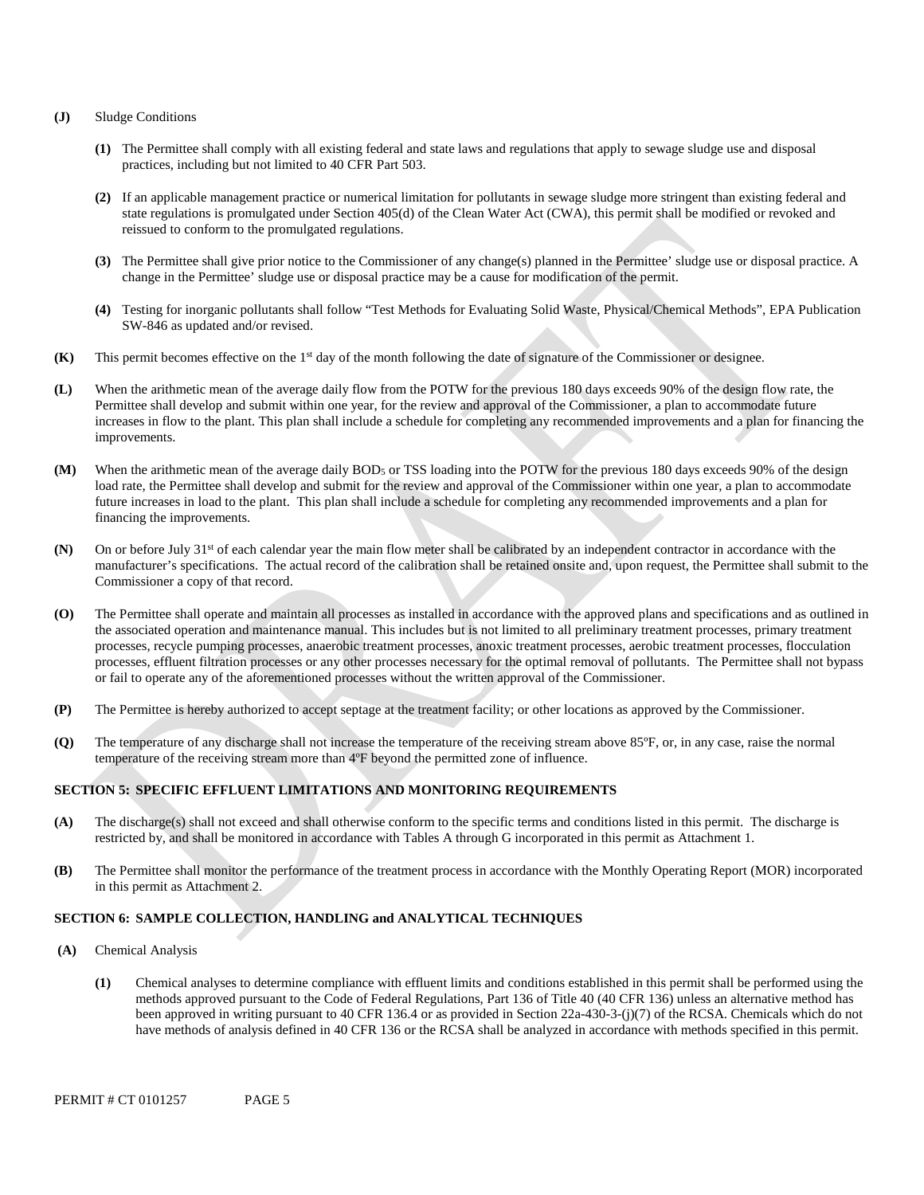**(J)** Sludge Conditions

**(1)** The Permittee shall comply with all existing federal and state laws and regulations that apply to sewage sludge use and disposal practices, including but not limited to 40 CFR Part 503.

**(2)** If an applicable management practice or numerical limitation for pollutants in sewage sludge more stringent than existing federal and state regulations is promulgated under Section 405(d) of the Clean Water Act (CWA), this permit shall be modified or revoked and reissued to conform to the promulgated regulations.

**(3)** The Permittee shall give prior notice to the Commissioner of any change(s) planned in the Permittee' sludge use or disposal practice. A change in the Permittee' sludge use or disposal practice may be a cause for modification of the permit.

**(4)** Testing for inorganic pollutants shall follow "Test Methods for Evaluating Solid Waste, Physical/Chemical Methods", EPA Publication SW-846 as updated and/or revised.

**(K)** This permit becomes effective on the 1st day of the month following the date of signature of the Commissioner or designee.

**(L)** When the arithmetic mean of the average daily flow from the POTW for the previous 180 days exceeds 90% of the design flow rate, the Permittee shall develop and submit within one year, for the review and approval of the Commissioner, a plan to accommodate future increases in flow to the plant. This plan shall include a schedule for completing any recommended improvements and a plan for financing the improvements.

**(M)** When the arithmetic mean of the average daily $BOD_5$ or TSS loading into the POTW for the previous 180 days exceeds 90% of the design load rate, the Permittee shall develop and submit for the review and approval of the Commissioner within one year, a plan to accommodate future increases in load to the plant. This plan shall include a schedule for completing any recommended improvements and a plan for financing the improvements.

**(N)** On or before July 31st of each calendar year the main flow meter shall be calibrated by an independent contractor in accordance with the manufacturer's specifications. The actual record of the calibration shall be retained onsite and, upon request, the Permittee shall submit to the Commissioner a copy of that record.

**(O)** The Permittee shall operate and maintain all processes as installed in accordance with the approved plans and specifications and as outlined in the associated operation and maintenance manual. This includes but is not limited to all preliminary treatment processes, primary treatment processes, recycle pumping processes, anaerobic treatment processes, anoxic treatment processes, aerobic treatment processes, flocculation processes, effluent filtration processes or any other processes necessary for the optimal removal of pollutants. The Permittee shall not bypass or fail to operate any of the aforementioned processes without the written approval of the Commissioner.

**(P)** The Permittee is hereby authorized to accept septage at the treatment facility; or other locations as approved by the Commissioner.

**(Q)** The temperature of any discharge shall not increase the temperature of the receiving stream above 85ºF, or, in any case, raise the normal temperature of the receiving stream more than 4ºF beyond the permitted zone of influence.

## SECTION 5: SPECIFIC EFFLUENT LIMITATIONS AND MONITORING REQUIREMENTS

**(A)** The discharge(s) shall not exceed and shall otherwise conform to the specific terms and conditions listed in this permit. The discharge is restricted by, and shall be monitored in accordance with Tables A through G incorporated in this permit as Attachment 1.

**(B)** The Permittee shall monitor the performance of the treatment process in accordance with the Monthly Operating Report (MOR) incorporated in this permit as Attachment 2.

## SECTION 6: SAMPLE COLLECTION, HANDLING and ANALYTICAL TECHNIQUES

**(A)** Chemical Analysis

**(1)** Chemical analyses to determine compliance with effluent limits and conditions established in this permit shall be performed using the methods approved pursuant to the Code of Federal Regulations, Part 136 of Title 40 (40 CFR 136) unless an alternative method has been approved in writing pursuant to 40 CFR 136.4 or as provided in Section 22a-430-3-(j)(7) of the RCSA. Chemicals which do not have methods of analysis defined in 40 CFR 136 or the RCSA shall be analyzed in accordance with methods specified in this permit.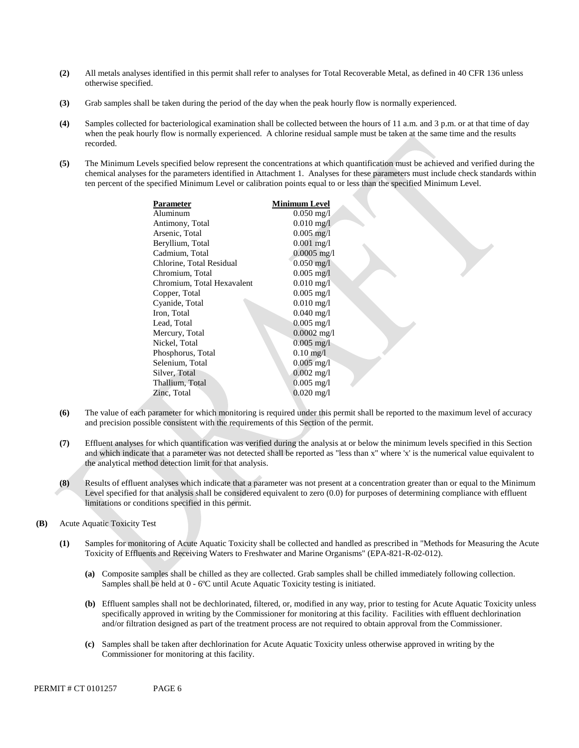**(2)** All metals analyses identified in this permit shall refer to analyses for Total Recoverable Metal, as defined in 40 CFR 136 unless otherwise specified.

**(3)** Grab samples shall be taken during the period of the day when the peak hourly flow is normally experienced.

**(4)** Samples collected for bacteriological examination shall be collected between the hours of 11 a.m. and 3 p.m. or at that time of day when the peak hourly flow is normally experienced. A chlorine residual sample must be taken at the same time and the results recorded.

**(5)** The Minimum Levels specified below represent the concentrations at which quantification must be achieved and verified during the chemical analyses for the parameters identified in Attachment 1. Analyses for these parameters must include check standards within ten percent of the specified Minimum Level or calibration points equal to or less than the specified Minimum Level.

| Parameter | Minimum Level |
|---|---|
| Aluminum | 0.050 mg/l |
| Antimony, Total | 0.010 mg/l |
| Arsenic, Total | 0.005 mg/l |
| Beryllium, Total | 0.001 mg/l |
| Cadmium, Total | 0.0005 mg/l |
| Chlorine, Total Residual | 0.050 mg/l |
| Chromium, Total | 0.005 mg/l |
| Chromium, Total Hexavalent | 0.010 mg/l |
| Copper, Total | 0.005 mg/l |
| Cyanide, Total | 0.010 mg/l |
| Iron, Total | 0.040 mg/l |
| Lead, Total | 0.005 mg/l |
| Mercury, Total | 0.0002 mg/l |
| Nickel, Total | 0.005 mg/l |
| Phosphorus, Total | 0.10 mg/l |
| Selenium, Total | 0.005 mg/l |
| Silver, Total | 0.002 mg/l |
| Thallium, Total | 0.005 mg/l |
| Zinc, Total | 0.020 mg/l |

**(6)** The value of each parameter for which monitoring is required under this permit shall be reported to the maximum level of accuracy and precision possible consistent with the requirements of this Section of the permit.

**(7)** Effluent analyses for which quantification was verified during the analysis at or below the minimum levels specified in this Section and which indicate that a parameter was not detected shall be reported as "less than x" where 'x' is the numerical value equivalent to the analytical method detection limit for that analysis.

**(8)** Results of effluent analyses which indicate that a parameter was not present at a concentration greater than or equal to the Minimum Level specified for that analysis shall be considered equivalent to zero (0.0) for purposes of determining compliance with effluent limitations or conditions specified in this permit.

**(B)** Acute Aquatic Toxicity Test

**(1)** Samples for monitoring of Acute Aquatic Toxicity shall be collected and handled as prescribed in "Methods for Measuring the Acute Toxicity of Effluents and Receiving Waters to Freshwater and Marine Organisms" (EPA-821-R-02-012).

**(a)** Composite samples shall be chilled as they are collected. Grab samples shall be chilled immediately following collection. Samples shall be held at 0 - 6ºC until Acute Aquatic Toxicity testing is initiated.

**(b)** Effluent samples shall not be dechlorinated, filtered, or, modified in any way, prior to testing for Acute Aquatic Toxicity unless specifically approved in writing by the Commissioner for monitoring at this facility. Facilities with effluent dechlorination and/or filtration designed as part of the treatment process are not required to obtain approval from the Commissioner.

**(c)** Samples shall be taken after dechlorination for Acute Aquatic Toxicity unless otherwise approved in writing by the Commissioner for monitoring at this facility.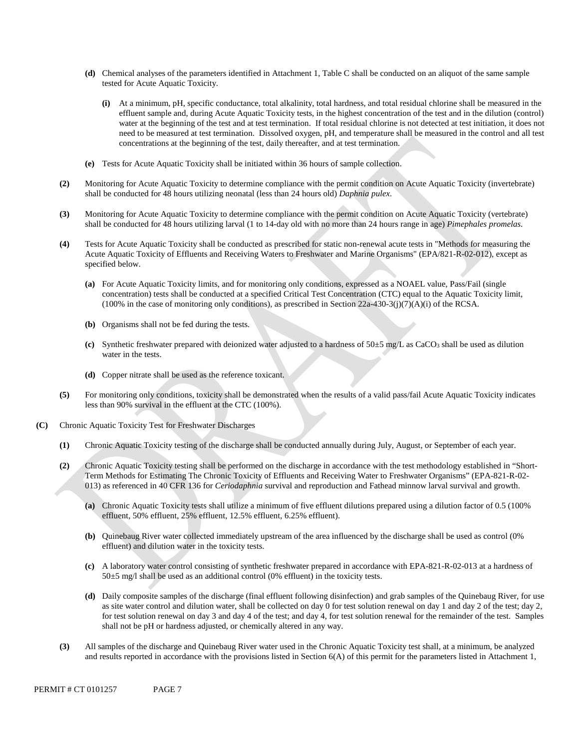**(d)** Chemical analyses of the parameters identified in Attachment 1, Table C shall be conducted on an aliquot of the same sample tested for Acute Aquatic Toxicity.

**(i)** At a minimum, pH, specific conductance, total alkalinity, total hardness, and total residual chlorine shall be measured in the effluent sample and, during Acute Aquatic Toxicity tests, in the highest concentration of the test and in the dilution (control) water at the beginning of the test and at test termination. If total residual chlorine is not detected at test initiation, it does not need to be measured at test termination. Dissolved oxygen, pH, and temperature shall be measured in the control and all test concentrations at the beginning of the test, daily thereafter, and at test termination.

**(e)** Tests for Acute Aquatic Toxicity shall be initiated within 36 hours of sample collection.

**(2)** Monitoring for Acute Aquatic Toxicity to determine compliance with the permit condition on Acute Aquatic Toxicity (invertebrate) shall be conducted for 48 hours utilizing neonatal (less than 24 hours old) *Daphnia pulex*.

**(3)** Monitoring for Acute Aquatic Toxicity to determine compliance with the permit condition on Acute Aquatic Toxicity (vertebrate) shall be conducted for 48 hours utilizing larval (1 to 14-day old with no more than 24 hours range in age) *Pimephales promelas*.

**(4)** Tests for Acute Aquatic Toxicity shall be conducted as prescribed for static non-renewal acute tests in "Methods for measuring the Acute Aquatic Toxicity of Effluents and Receiving Waters to Freshwater and Marine Organisms" (EPA/821-R-02-012), except as specified below.

**(a)** For Acute Aquatic Toxicity limits, and for monitoring only conditions, expressed as a NOAEL value, Pass/Fail (single concentration) tests shall be conducted at a specified Critical Test Concentration (CTC) equal to the Aquatic Toxicity limit, (100% in the case of monitoring only conditions), as prescribed in Section 22a-430-3(j)(7)(A)(i) of the RCSA.

**(b)** Organisms shall not be fed during the tests.

**(c)** Synthetic freshwater prepared with deionized water adjusted to a hardness of 50±5 mg/L as $CaCO_3$ shall be used as dilution water in the tests.

**(d)** Copper nitrate shall be used as the reference toxicant.

**(5)** For monitoring only conditions, toxicity shall be demonstrated when the results of a valid pass/fail Acute Aquatic Toxicity indicates less than 90% survival in the effluent at the CTC (100%).

**(C)** Chronic Aquatic Toxicity Test for Freshwater Discharges

**(1)** Chronic Aquatic Toxicity testing of the discharge shall be conducted annually during July, August, or September of each year.

**(2)** Chronic Aquatic Toxicity testing shall be performed on the discharge in accordance with the test methodology established in "Short-Term Methods for Estimating The Chronic Toxicity of Effluents and Receiving Water to Freshwater Organisms" (EPA-821-R-02-013) as referenced in 40 CFR 136 for *Ceriodaphnia* survival and reproduction and Fathead minnow larval survival and growth.

**(a)** Chronic Aquatic Toxicity tests shall utilize a minimum of five effluent dilutions prepared using a dilution factor of 0.5 (100% effluent, 50% effluent, 25% effluent, 12.5% effluent, 6.25% effluent).

**(b)** Quinebaug River water collected immediately upstream of the area influenced by the discharge shall be used as control (0% effluent) and dilution water in the toxicity tests.

**(c)** A laboratory water control consisting of synthetic freshwater prepared in accordance with EPA-821-R-02-013 at a hardness of 50±5 mg/l shall be used as an additional control (0% effluent) in the toxicity tests.

**(d)** Daily composite samples of the discharge (final effluent following disinfection) and grab samples of the Quinebaug River, for use as site water control and dilution water, shall be collected on day 0 for test solution renewal on day 1 and day 2 of the test; day 2, for test solution renewal on day 3 and day 4 of the test; and day 4, for test solution renewal for the remainder of the test. Samples shall not be pH or hardness adjusted, or chemically altered in any way.

**(3)** All samples of the discharge and Quinebaug River water used in the Chronic Aquatic Toxicity test shall, at a minimum, be analyzed and results reported in accordance with the provisions listed in Section 6(A) of this permit for the parameters listed in Attachment 1,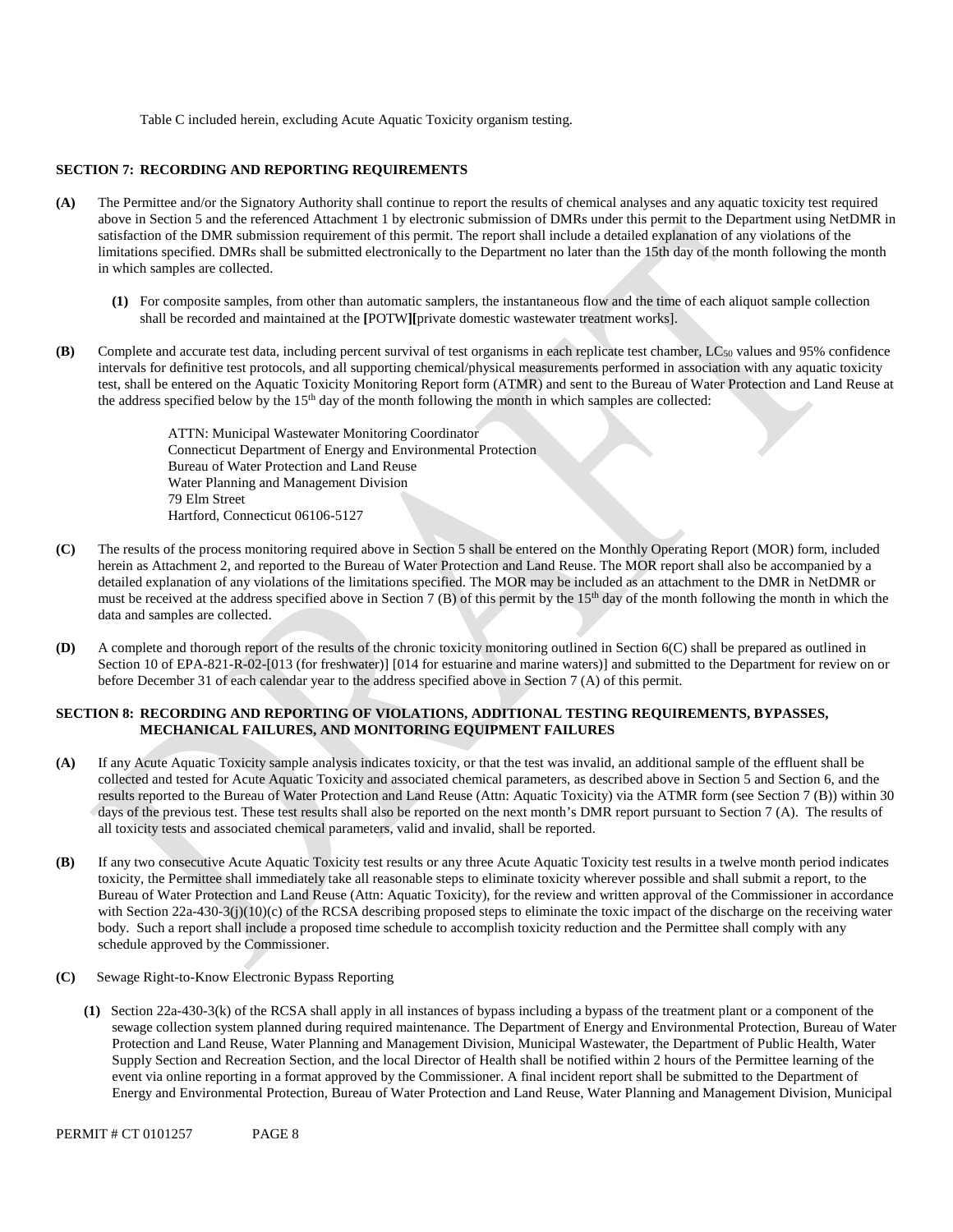Table C included herein, excluding Acute Aquatic Toxicity organism testing.

**SECTION 7: RECORDING AND REPORTING REQUIREMENTS**

**(A)** The Permittee and/or the Signatory Authority shall continue to report the results of chemical analyses and any aquatic toxicity test required above in Section 5 and the referenced Attachment 1 by electronic submission of DMRs under this permit to the Department using NetDMR in satisfaction of the DMR submission requirement of this permit. The report shall include a detailed explanation of any violations of the limitations specified. DMRs shall be submitted electronically to the Department no later than the 15th day of the month following the month in which samples are collected.

**(1)** For composite samples, from other than automatic samplers, the instantaneous flow and the time of each aliquot sample collection shall be recorded and maintained at the **[**POTW**][**private domestic wastewater treatment works].

**(B)** Complete and accurate test data, including percent survival of test organisms in each replicate test chamber, $LC_{50}$ values and 95% confidence intervals for definitive test protocols, and all supporting chemical/physical measurements performed in association with any aquatic toxicity test, shall be entered on the Aquatic Toxicity Monitoring Report form (ATMR) and sent to the Bureau of Water Protection and Land Reuse at the address specified below by the 15th day of the month following the month in which samples are collected:

ATTN: Municipal Wastewater Monitoring Coordinator
Connecticut Department of Energy and Environmental Protection
Bureau of Water Protection and Land Reuse
Water Planning and Management Division
79 Elm Street
Hartford, Connecticut 06106-5127

**(C)** The results of the process monitoring required above in Section 5 shall be entered on the Monthly Operating Report (MOR) form, included herein as Attachment 2, and reported to the Bureau of Water Protection and Land Reuse. The MOR report shall also be accompanied by a detailed explanation of any violations of the limitations specified. The MOR may be included as an attachment to the DMR in NetDMR or must be received at the address specified above in Section 7 (B) of this permit by the 15th day of the month following the month in which the data and samples are collected.

**(D)** A complete and thorough report of the results of the chronic toxicity monitoring outlined in Section 6(C) shall be prepared as outlined in Section 10 of EPA-821-R-02-[013 (for freshwater)] [014 for estuarine and marine waters)] and submitted to the Department for review on or before December 31 of each calendar year to the address specified above in Section 7 (A) of this permit.

**SECTION 8: RECORDING AND REPORTING OF VIOLATIONS, ADDITIONAL TESTING REQUIREMENTS, BYPASSES, MECHANICAL FAILURES, AND MONITORING EQUIPMENT FAILURES**

**(A)** If any Acute Aquatic Toxicity sample analysis indicates toxicity, or that the test was invalid, an additional sample of the effluent shall be collected and tested for Acute Aquatic Toxicity and associated chemical parameters, as described above in Section 5 and Section 6, and the results reported to the Bureau of Water Protection and Land Reuse (Attn: Aquatic Toxicity) via the ATMR form (see Section 7 (B)) within 30 days of the previous test. These test results shall also be reported on the next month's DMR report pursuant to Section 7 (A). The results of all toxicity tests and associated chemical parameters, valid and invalid, shall be reported.

**(B)** If any two consecutive Acute Aquatic Toxicity test results or any three Acute Aquatic Toxicity test results in a twelve month period indicates toxicity, the Permittee shall immediately take all reasonable steps to eliminate toxicity wherever possible and shall submit a report, to the Bureau of Water Protection and Land Reuse (Attn: Aquatic Toxicity), for the review and written approval of the Commissioner in accordance with Section 22a-430-3(j)(10)(c) of the RCSA describing proposed steps to eliminate the toxic impact of the discharge on the receiving water body. Such a report shall include a proposed time schedule to accomplish toxicity reduction and the Permittee shall comply with any schedule approved by the Commissioner.

**(C)** Sewage Right-to-Know Electronic Bypass Reporting

**(1)** Section 22a-430-3(k) of the RCSA shall apply in all instances of bypass including a bypass of the treatment plant or a component of the sewage collection system planned during required maintenance. The Department of Energy and Environmental Protection, Bureau of Water Protection and Land Reuse, Water Planning and Management Division, Municipal Wastewater, the Department of Public Health, Water Supply Section and Recreation Section, and the local Director of Health shall be notified within 2 hours of the Permittee learning of the event via online reporting in a format approved by the Commissioner. A final incident report shall be submitted to the Department of Energy and Environmental Protection, Bureau of Water Protection and Land Reuse, Water Planning and Management Division, Municipal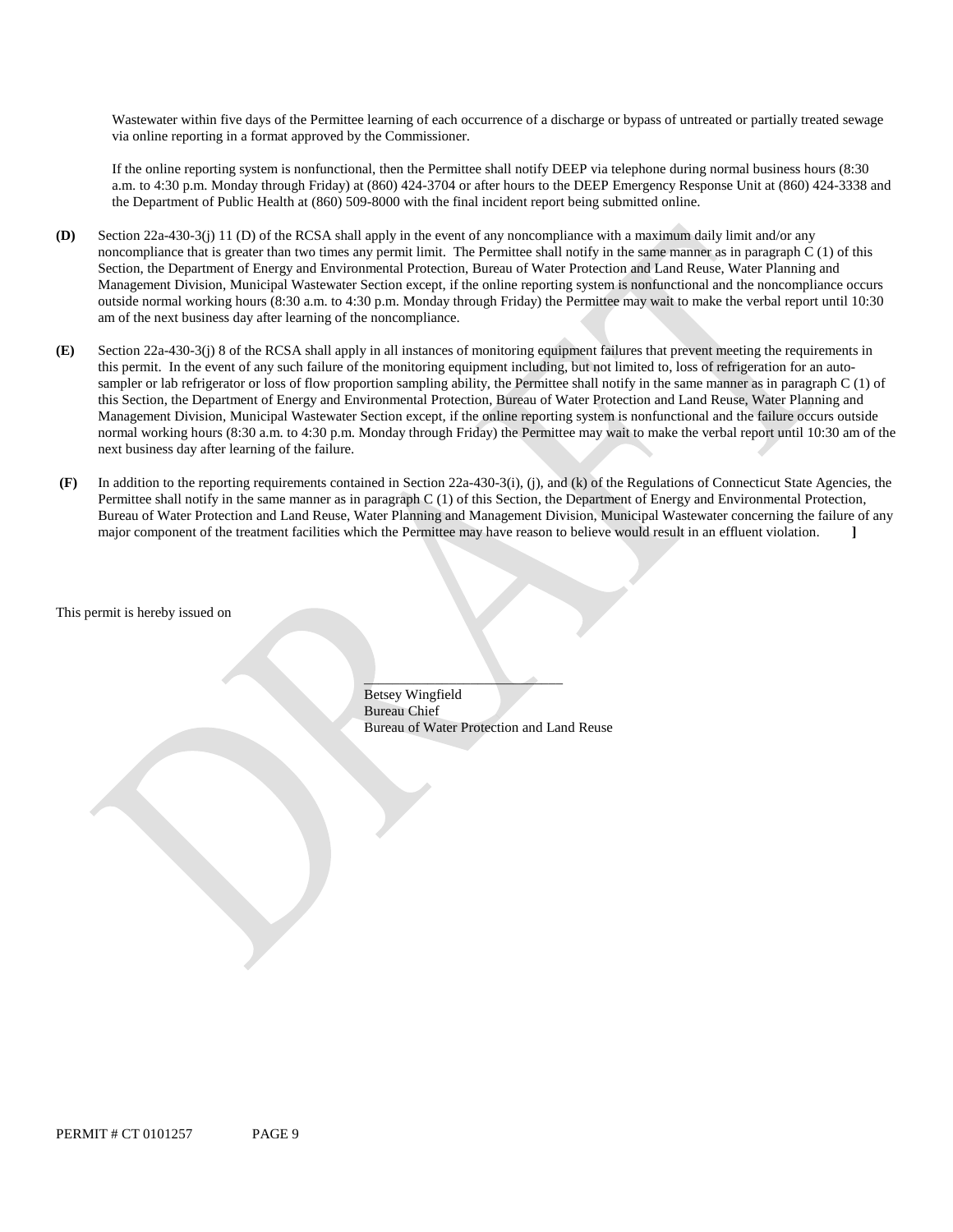Wastewater within five days of the Permittee learning of each occurrence of a discharge or bypass of untreated or partially treated sewage via online reporting in a format approved by the Commissioner.

If the online reporting system is nonfunctional, then the Permittee shall notify DEEP via telephone during normal business hours (8:30 a.m. to 4:30 p.m. Monday through Friday) at (860) 424-3704 or after hours to the DEEP Emergency Response Unit at (860) 424-3338 and the Department of Public Health at (860) 509-8000 with the final incident report being submitted online.

**(D)** Section 22a-430-3(j) 11 (D) of the RCSA shall apply in the event of any noncompliance with a maximum daily limit and/or any noncompliance that is greater than two times any permit limit. The Permittee shall notify in the same manner as in paragraph C (1) of this Section, the Department of Energy and Environmental Protection, Bureau of Water Protection and Land Reuse, Water Planning and Management Division, Municipal Wastewater Section except, if the online reporting system is nonfunctional and the noncompliance occurs outside normal working hours (8:30 a.m. to 4:30 p.m. Monday through Friday) the Permittee may wait to make the verbal report until 10:30 am of the next business day after learning of the noncompliance.

**(E)** Section 22a-430-3(j) 8 of the RCSA shall apply in all instances of monitoring equipment failures that prevent meeting the requirements in this permit. In the event of any such failure of the monitoring equipment including, but not limited to, loss of refrigeration for an auto-sampler or lab refrigerator or loss of flow proportion sampling ability, the Permittee shall notify in the same manner as in paragraph C (1) of this Section, the Department of Energy and Environmental Protection, Bureau of Water Protection and Land Reuse, Water Planning and Management Division, Municipal Wastewater Section except, if the online reporting system is nonfunctional and the failure occurs outside normal working hours (8:30 a.m. to 4:30 p.m. Monday through Friday) the Permittee may wait to make the verbal report until 10:30 am of the next business day after learning of the failure.

**(F)** In addition to the reporting requirements contained in Section 22a-430-3(i), (j), and (k) of the Regulations of Connecticut State Agencies, the Permittee shall notify in the same manner as in paragraph C (1) of this Section, the Department of Energy and Environmental Protection, Bureau of Water Protection and Land Reuse, Water Planning and Management Division, Municipal Wastewater concerning the failure of any major component of the treatment facilities which the Permittee may have reason to believe would result in an effluent violation. **]**

This permit is hereby issued on

\_\_\_\_\_\_\_\_\_\_\_\_\_\_\_\_\_\_\_\_\_\_\_\_\_\_\_\_\_\_
Betsey Wingfield
Bureau Chief
Bureau of Water Protection and Land Reuse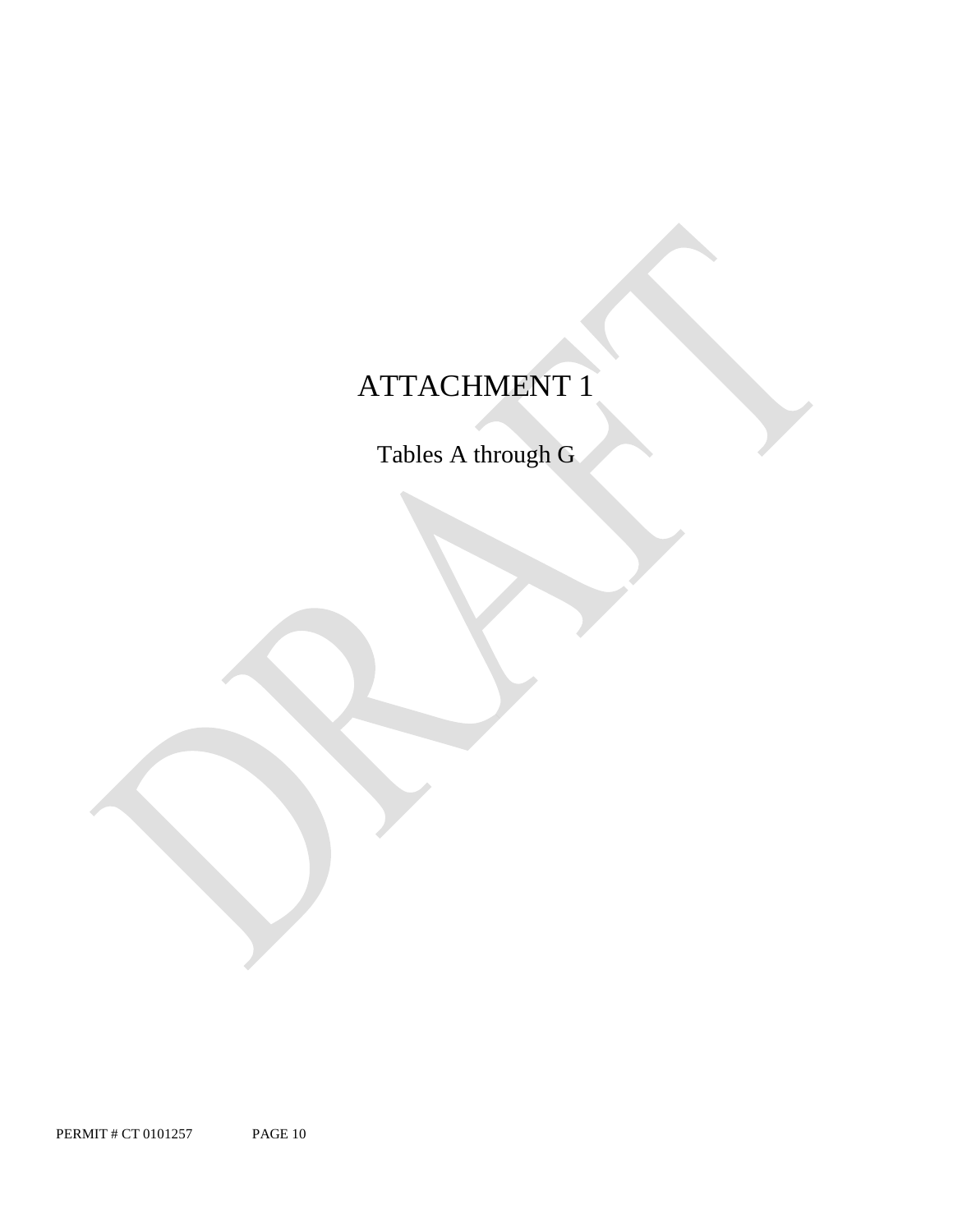# ATTACHMENT 1

Tables A through G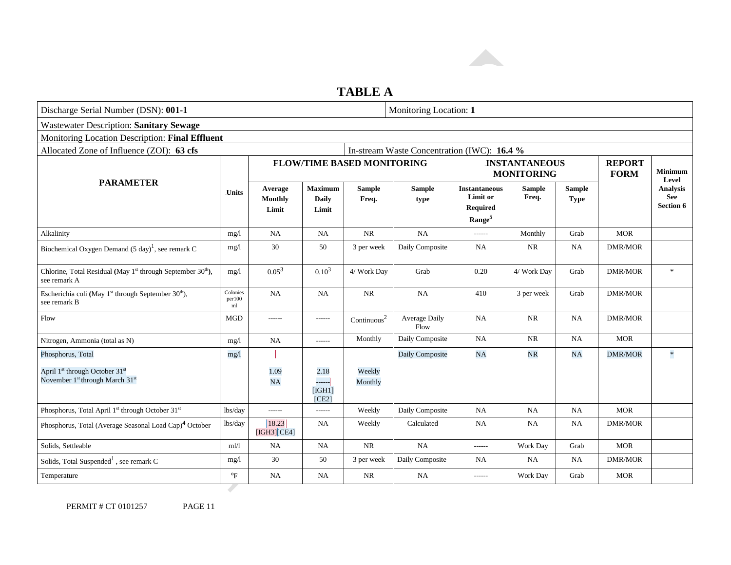# TABLE A

| Discharge Serial Number (DSN): **001-1** | | | | | | Monitoring Location: **1** | | | | |
|---|---|---|---|---|---|---|---|---|---|---|
| Wastewater Description: **Sanitary Sewage** | | | | | | | | | | |
| Monitoring Location Description: **Final Effluent** | | | | | | | | | | |
| Allocated Zone of Influence (ZOI): **63 cfs** | | | | | In-stream Waste Concentration (IWC): **16.4 %** | | | | | |
| **PARAMETER** | **Units** | **FLOW/TIME BASED MONITORING** | | | | **INSTANTANEOUS MONITORING** | | | **REPORT FORM** | **Minimum Level Analysis See Section 6** |
| | | **Average Monthly Limit** | **Maximum Daily Limit** | **Sample Freq.** | **Sample type** | **Instantaneous Limit or Required Range**[5] | **Sample Freq.** | **Sample Type** | | |
| Alkalinity | mg/l | NA | NA | NR | NA | ------ | Monthly | Grab | MOR | |
| Biochemical Oxygen Demand (5 day)[1], see remark C | mg/l | 30 | 50 | 3 per week | Daily Composite | NA | NR | NA | DMR/MOR | |
| Chlorine, Total Residual **(**May 1st through September 30th**)**, see remark A | mg/l | 0.05[3] | 0.10[3] | 4/ Work Day | Grab | 0.20 | 4/ Work Day | Grab | DMR/MOR | * |
| Escherichia coli **(**May 1st through September 30th), see remark B | Colonies per100 ml | NA | NA | NR | NA | 410 | 3 per week | Grab | DMR/MOR | |
| Flow | MGD | ------ | ------ | Continuous[2] | Average Daily Flow | NA | NR | NA | DMR/MOR | |
| Nitrogen, Ammonia (total as N) | mg/l | NA | ------ | Monthly | Daily Composite | NA | NR | NA | MOR | |
| Phosphorus, Total<br>April 1st through October 31st<br>November 1st through March 31st | mg/l | <br>1.09<br>NA | <br>2.18<br>------ [IGH1][CE2] | <br>Weekly<br>Monthly | Daily Composite | NA | NR | NA | DMR/MOR | * |
| Phosphorus, Total April 1st through October 31st | lbs/day | ------ | ------ | Weekly | Daily Composite | NA | NA | NA | MOR | |
| Phosphorus, Total (Average Seasonal Load Cap)**4** October | lbs/day | 18.23 [IGH3][CE4] | NA | Weekly | Calculated | NA | NA | NA | DMR/MOR | |
| Solids, Settleable | ml/l | NA | NA | NR | NA | ------ | Work Day | Grab | MOR | |
| Solids, Total Suspended[1] , see remark C | mg/l | 30 | 50 | 3 per week | Daily Composite | NA | NA | NA | DMR/MOR | |
| Temperature | °F | NA | NA | NR | NA | ------ | Work Day | Grab | MOR | |

PERMIT # CT 0101257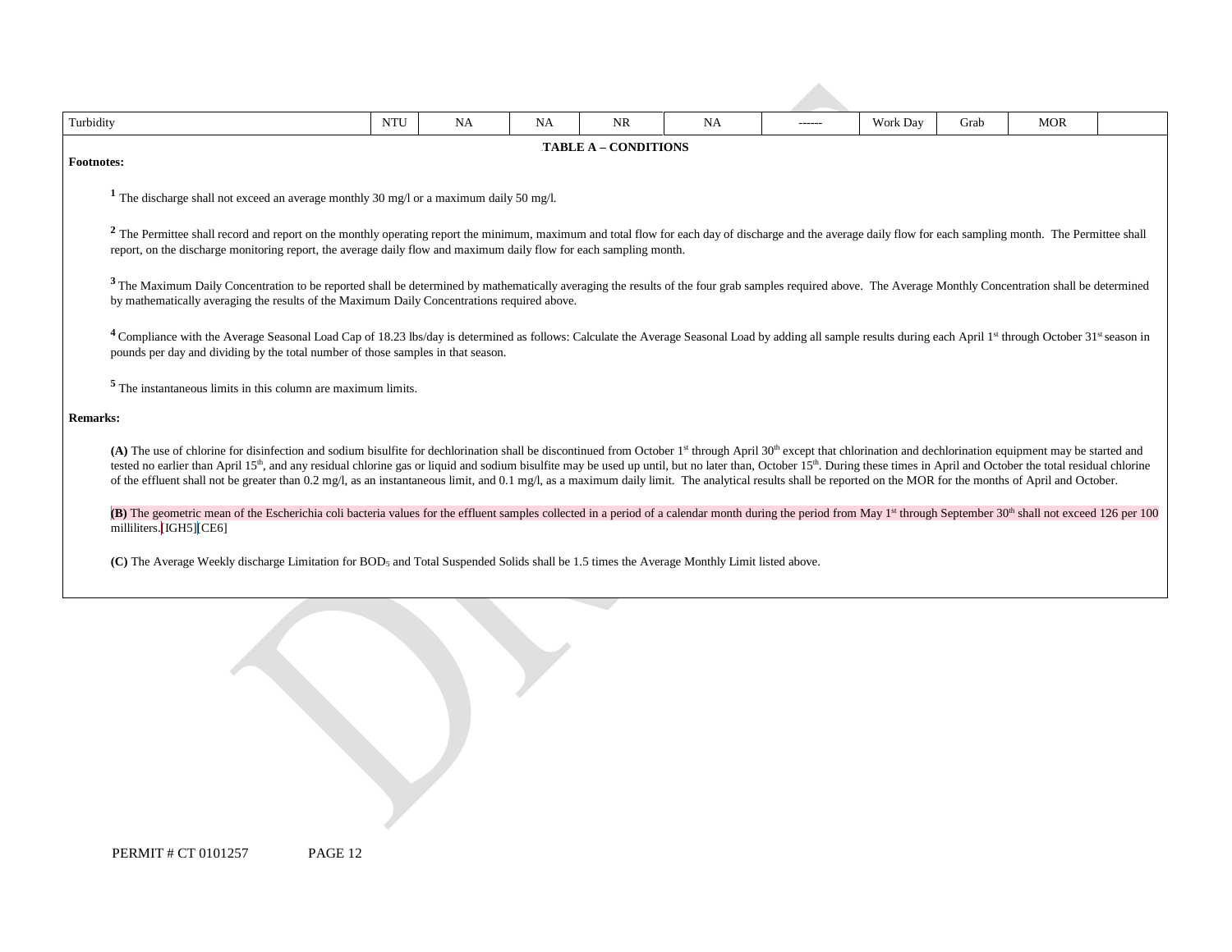| Turbidity | NTU | NA | NA | NR | NA | ------ | Work Day | Grab | MOR | |
|---|---|---|---|---|---|---|---|---|---|---|

**TABLE A – CONDITIONS**

**Footnotes:**

[1] The discharge shall not exceed an average monthly 30 mg/l or a maximum daily 50 mg/l.

[2] The Permittee shall record and report on the monthly operating report the minimum, maximum and total flow for each day of discharge and the average daily flow for each sampling month. The Permittee shall report, on the discharge monitoring report, the average daily flow and maximum daily flow for each sampling month.

[3] The Maximum Daily Concentration to be reported shall be determined by mathematically averaging the results of the four grab samples required above. The Average Monthly Concentration shall be determined by mathematically averaging the results of the Maximum Daily Concentrations required above.

[4] Compliance with the Average Seasonal Load Cap of 18.23 lbs/day is determined as follows: Calculate the Average Seasonal Load by adding all sample results during each April 1st through October 31st season in pounds per day and dividing by the total number of those samples in that season.

[5] The instantaneous limits in this column are maximum limits.

**Remarks:**

**(A)** The use of chlorine for disinfection and sodium bisulfite for dechlorination shall be discontinued from October 1st through April 30th except that chlorination and dechlorination equipment may be started and tested no earlier than April 15th, and any residual chlorine gas or liquid and sodium bisulfite may be used up until, but no later than, October 15th. During these times in April and October the total residual chlorine of the effluent shall not be greater than 0.2 mg/l, as an instantaneous limit, and 0.1 mg/l, as a maximum daily limit. The analytical results shall be reported on the MOR for the months of April and October.

**(B)** The geometric mean of the Escherichia coli bacteria values for the effluent samples collected in a period of a calendar month during the period from May 1st through September 30th shall not exceed 126 per 100 milliliters.[IGH5][CE6]

**(C)** The Average Weekly discharge Limitation for $BOD_5$ and Total Suspended Solids shall be 1.5 times the Average Monthly Limit listed above.

PERMIT # CT 0101257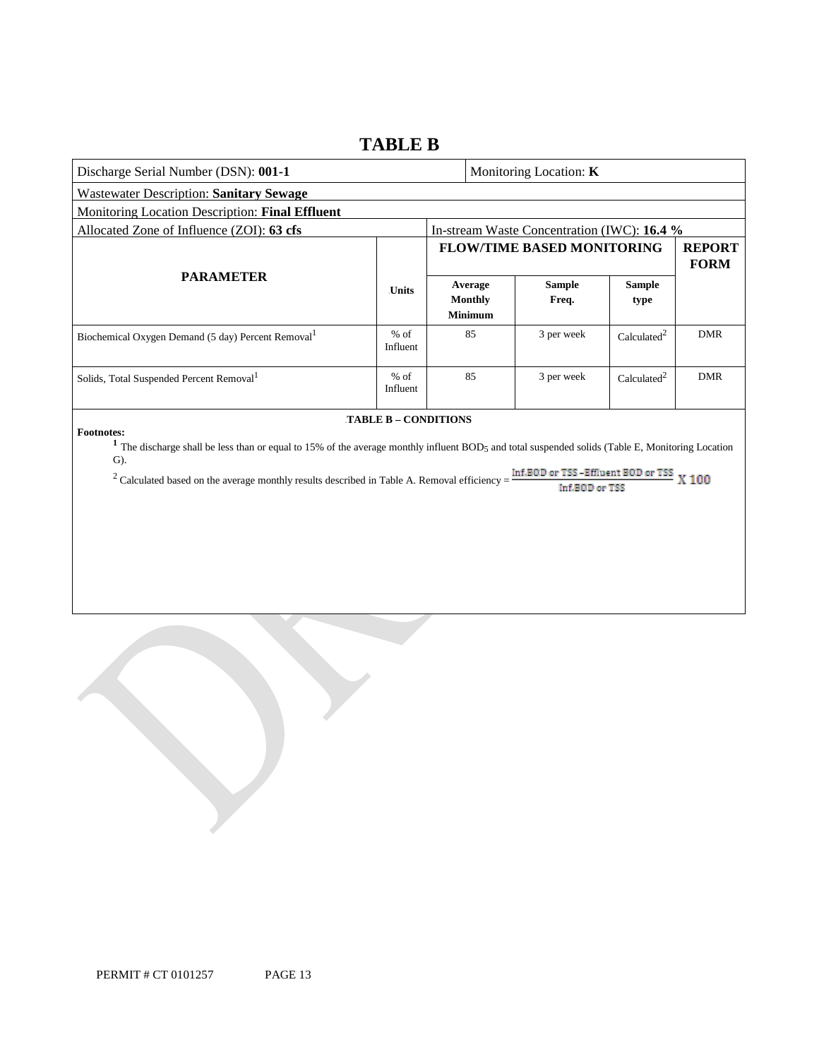# TABLE B

| Discharge Serial Number (DSN): **001-1** | | Monitoring Location: **K** | | | |
|---|---|---|---|---|---|
| Wastewater Description: **Sanitary Sewage** | | | | | |
| Monitoring Location Description: **Final Effluent** | | | | | |
| Allocated Zone of Influence (ZOI): **63 cfs** | | In-stream Waste Concentration (IWC): **16.4 %** | | | |
| **PARAMETER** | **Units** | **FLOW/TIME BASED MONITORING** | | | **REPORT FORM** |
| | | **Average Monthly Minimum** | **Sample Freq.** | **Sample type** | |
| Biochemical Oxygen Demand (5 day) Percent Removal[1] | % of Influent | 85 | 3 per week | Calculated[2] | DMR |
| Solids, Total Suspended Percent Removal[1] | % of Influent | 85 | 3 per week | Calculated[2] | DMR |

**TABLE B – CONDITIONS**

**Footnotes:**

[1] The discharge shall be less than or equal to 15% of the average monthly influent $BOD_5$ and total suspended solids (Table E, Monitoring Location G).

[2] Calculated based on the average monthly results described in Table A. Removal efficiency = $\frac{\text{Inf.BOD or TSS} - \text{Effluent BOD or TSS}}{\text{Inf.BOD or TSS}} \times 100$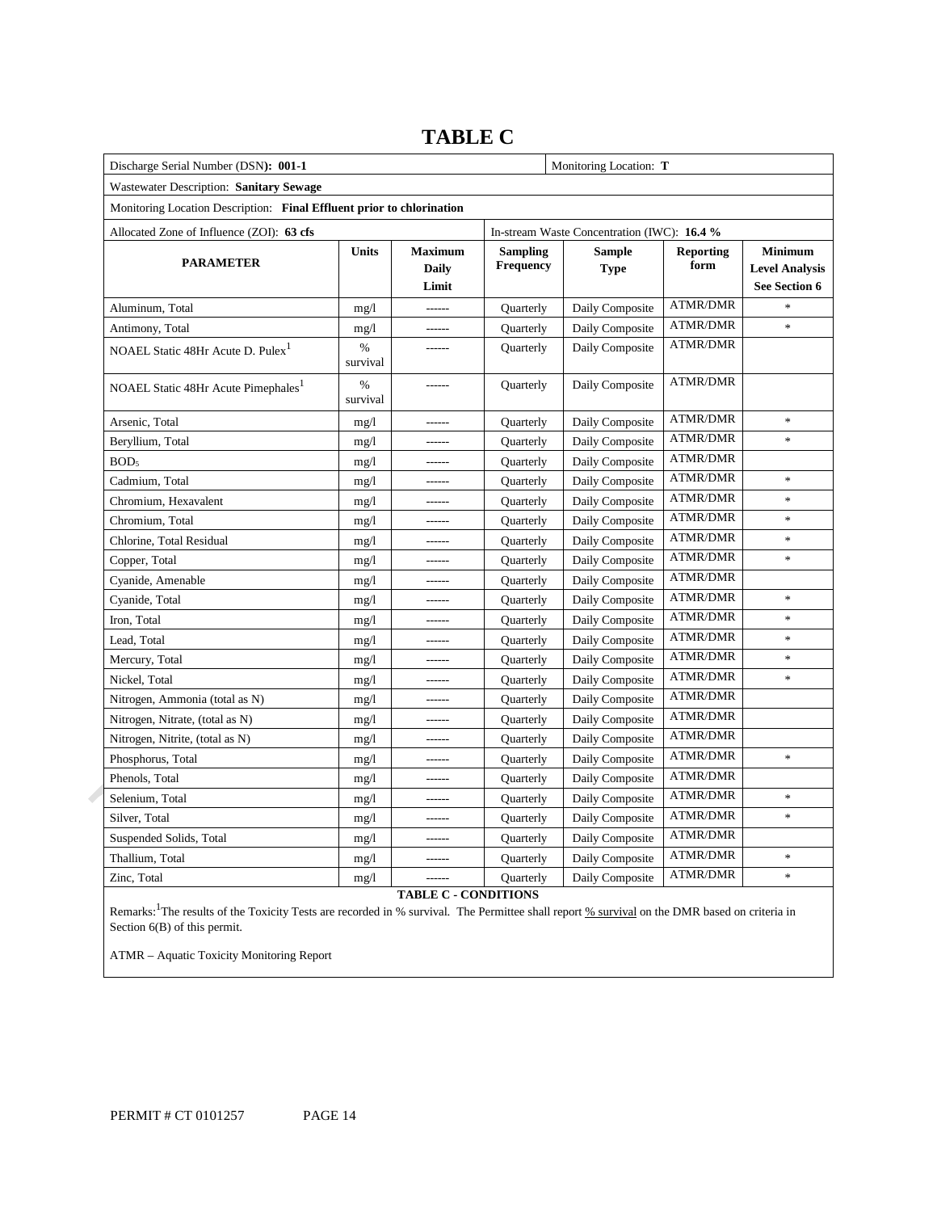# TABLE C

| Discharge Serial Number (DSN): **001-1** | | | | Monitoring Location: **T** | | |
|---|---|---|---|---|---|---|
| Wastewater Description: **Sanitary Sewage** | | | | | | |
| Monitoring Location Description: **Final Effluent prior to chlorination** | | | | | | |
| Allocated Zone of Influence (ZOI): **63 cfs** | | | In-stream Waste Concentration (IWC): **16.4 %** | | | |
| **PARAMETER** | **Units** | **Maximum Daily Limit** | **Sampling Frequency** | **Sample Type** | **Reporting form** | **Minimum Level Analysis See Section 6** |
| Aluminum, Total | mg/l | ------ | Quarterly | Daily Composite | ATMR/DMR | * |
| Antimony, Total | mg/l | ------ | Quarterly | Daily Composite | ATMR/DMR | * |
| NOAEL Static 48Hr Acute D. Pulex[1] | % survival | ------ | Quarterly | Daily Composite | ATMR/DMR | |
| NOAEL Static 48Hr Acute Pimephales[1] | % survival | ------ | Quarterly | Daily Composite | ATMR/DMR | |
| Arsenic, Total | mg/l | ------ | Quarterly | Daily Composite | ATMR/DMR | * |
| Beryllium, Total | mg/l | ------ | Quarterly | Daily Composite | ATMR/DMR | * |
| $BOD_5$ | mg/l | ------ | Quarterly | Daily Composite | ATMR/DMR | |
| Cadmium, Total | mg/l | ------ | Quarterly | Daily Composite | ATMR/DMR | * |
| Chromium, Hexavalent | mg/l | ------ | Quarterly | Daily Composite | ATMR/DMR | * |
| Chromium, Total | mg/l | ------ | Quarterly | Daily Composite | ATMR/DMR | * |
| Chlorine, Total Residual | mg/l | ------ | Quarterly | Daily Composite | ATMR/DMR | * |
| Copper, Total | mg/l | ------ | Quarterly | Daily Composite | ATMR/DMR | * |
| Cyanide, Amenable | mg/l | ------ | Quarterly | Daily Composite | ATMR/DMR | |
| Cyanide, Total | mg/l | ------ | Quarterly | Daily Composite | ATMR/DMR | * |
| Iron, Total | mg/l | ------ | Quarterly | Daily Composite | ATMR/DMR | * |
| Lead, Total | mg/l | ------ | Quarterly | Daily Composite | ATMR/DMR | * |
| Mercury, Total | mg/l | ------ | Quarterly | Daily Composite | ATMR/DMR | * |
| Nickel, Total | mg/l | ------ | Quarterly | Daily Composite | ATMR/DMR | * |
| Nitrogen, Ammonia (total as N) | mg/l | ------ | Quarterly | Daily Composite | ATMR/DMR | |
| Nitrogen, Nitrate, (total as N) | mg/l | ------ | Quarterly | Daily Composite | ATMR/DMR | |
| Nitrogen, Nitrite, (total as N) | mg/l | ------ | Quarterly | Daily Composite | ATMR/DMR | |
| Phosphorus, Total | mg/l | ------ | Quarterly | Daily Composite | ATMR/DMR | * |
| Phenols, Total | mg/l | ------ | Quarterly | Daily Composite | ATMR/DMR | |
| Selenium, Total | mg/l | ------ | Quarterly | Daily Composite | ATMR/DMR | * |
| Silver, Total | mg/l | ------ | Quarterly | Daily Composite | ATMR/DMR | * |
| Suspended Solids, Total | mg/l | ------ | Quarterly | Daily Composite | ATMR/DMR | |
| Thallium, Total | mg/l | ------ | Quarterly | Daily Composite | ATMR/DMR | * |
| Zinc, Total | mg/l | ------ | Quarterly | Daily Composite | ATMR/DMR | * |

**TABLE C - CONDITIONS**

Remarks:[1]The results of the Toxicity Tests are recorded in % survival. The Permittee shall report % survival on the DMR based on criteria in Section 6(B) of this permit.

ATMR – Aquatic Toxicity Monitoring Report

PERMIT # CT 0101257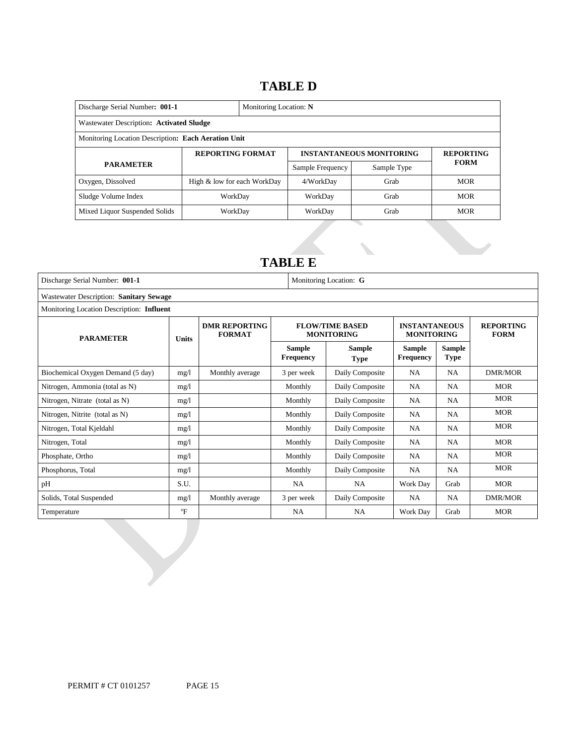# TABLE D

| Discharge Serial Number: **001-1** | | Monitoring Location: **N** | | |
|---|---|---|---|---|
| Wastewater Description: **Activated Sludge** | | | | |
| Monitoring Location Description: **Each Aeration Unit** | | | | |
| **PARAMETER** | **REPORTING FORMAT** | **INSTANTANEOUS MONITORING** | | **REPORTING FORM** |
| | | Sample Frequency | Sample Type | |
| Oxygen, Dissolved | High & low for each WorkDay | 4/WorkDay | Grab | MOR |
| Sludge Volume Index | WorkDay | WorkDay | Grab | MOR |
| Mixed Liquor Suspended Solids | WorkDay | WorkDay | Grab | MOR |

# TABLE E

| Discharge Serial Number: **001-1** | | | | Monitoring Location: **G** | | | |
|---|---|---|---|---|---|---|---|
| Wastewater Description: **Sanitary Sewage** | | | | | | | |
| Monitoring Location Description: **Influent** | | | | | | | |
| **PARAMETER** | **Units** | **DMR REPORTING FORMAT** | **FLOW/TIME BASED MONITORING** | | **INSTANTANEOUS MONITORING** | | **REPORTING FORM** |
| | | | **Sample Frequency** | **Sample Type** | **Sample Frequency** | **Sample Type** | |
| Biochemical Oxygen Demand (5 day) | mg/l | Monthly average | 3 per week | Daily Composite | NA | NA | DMR/MOR |
| Nitrogen, Ammonia (total as N) | mg/l | | Monthly | Daily Composite | NA | NA | MOR |
| Nitrogen, Nitrate (total as N) | mg/l | | Monthly | Daily Composite | NA | NA | MOR |
| Nitrogen, Nitrite (total as N) | mg/l | | Monthly | Daily Composite | NA | NA | MOR |
| Nitrogen, Total Kjeldahl | mg/l | | Monthly | Daily Composite | NA | NA | MOR |
| Nitrogen, Total | mg/l | | Monthly | Daily Composite | NA | NA | MOR |
| Phosphate, Ortho | mg/l | | Monthly | Daily Composite | NA | NA | MOR |
| Phosphorus, Total | mg/l | | Monthly | Daily Composite | NA | NA | MOR |
| pH | S.U. | | NA | NA | Work Day | Grab | MOR |
| Solids, Total Suspended | mg/l | Monthly average | 3 per week | Daily Composite | NA | NA | DMR/MOR |
| Temperature | °F | | NA | NA | Work Day | Grab | MOR |

PERMIT # CT 0101257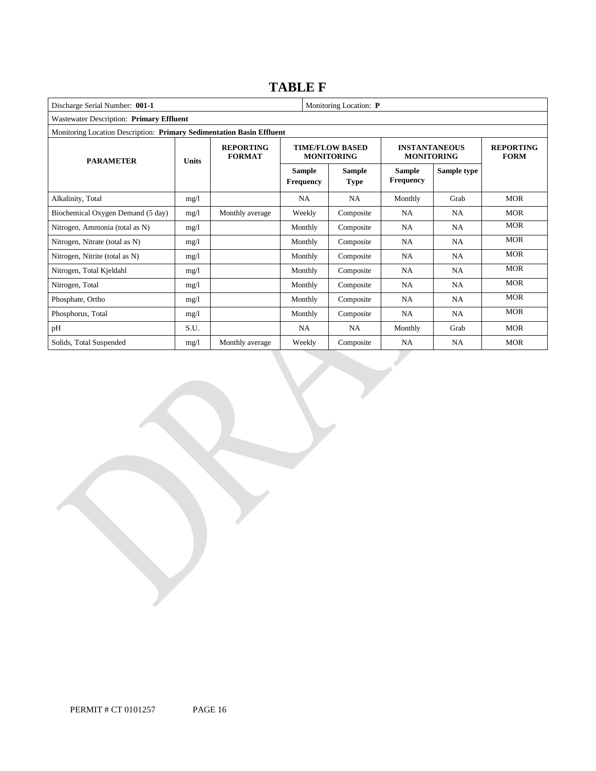# TABLE F

| Discharge Serial Number: **001-1** | | | | Monitoring Location: **P** | | | |
|---|---|---|---|---|---|---|---|
| Wastewater Description: **Primary Effluent** | | | | | | | |
| Monitoring Location Description: **Primary Sedimentation Basin Effluent** | | | | | | | |
| **PARAMETER** | **Units** | **REPORTING FORMAT** | **TIME/FLOW BASED MONITORING** | | **INSTANTANEOUS MONITORING** | | **REPORTING FORM** |
| | | | **Sample Frequency** | **Sample Type** | **Sample Frequency** | **Sample type** | |
| Alkalinity, Total | mg/l | | NA | NA | Monthly | Grab | MOR |
| Biochemical Oxygen Demand (5 day) | mg/l | Monthly average | Weekly | Composite | NA | NA | MOR |
| Nitrogen, Ammonia (total as N) | mg/l | | Monthly | Composite | NA | NA | MOR |
| Nitrogen, Nitrate (total as N) | mg/l | | Monthly | Composite | NA | NA | MOR |
| Nitrogen, Nitrite (total as N) | mg/l | | Monthly | Composite | NA | NA | MOR |
| Nitrogen, Total Kjeldahl | mg/l | | Monthly | Composite | NA | NA | MOR |
| Nitrogen, Total | mg/l | | Monthly | Composite | NA | NA | MOR |
| Phosphate, Ortho | mg/l | | Monthly | Composite | NA | NA | MOR |
| Phosphorus, Total | mg/l | | Monthly | Composite | NA | NA | MOR |
| pH | S.U. | | NA | NA | Monthly | Grab | MOR |
| Solids, Total Suspended | mg/l | Monthly average | Weekly | Composite | NA | NA | MOR |

PERMIT # CT 0101257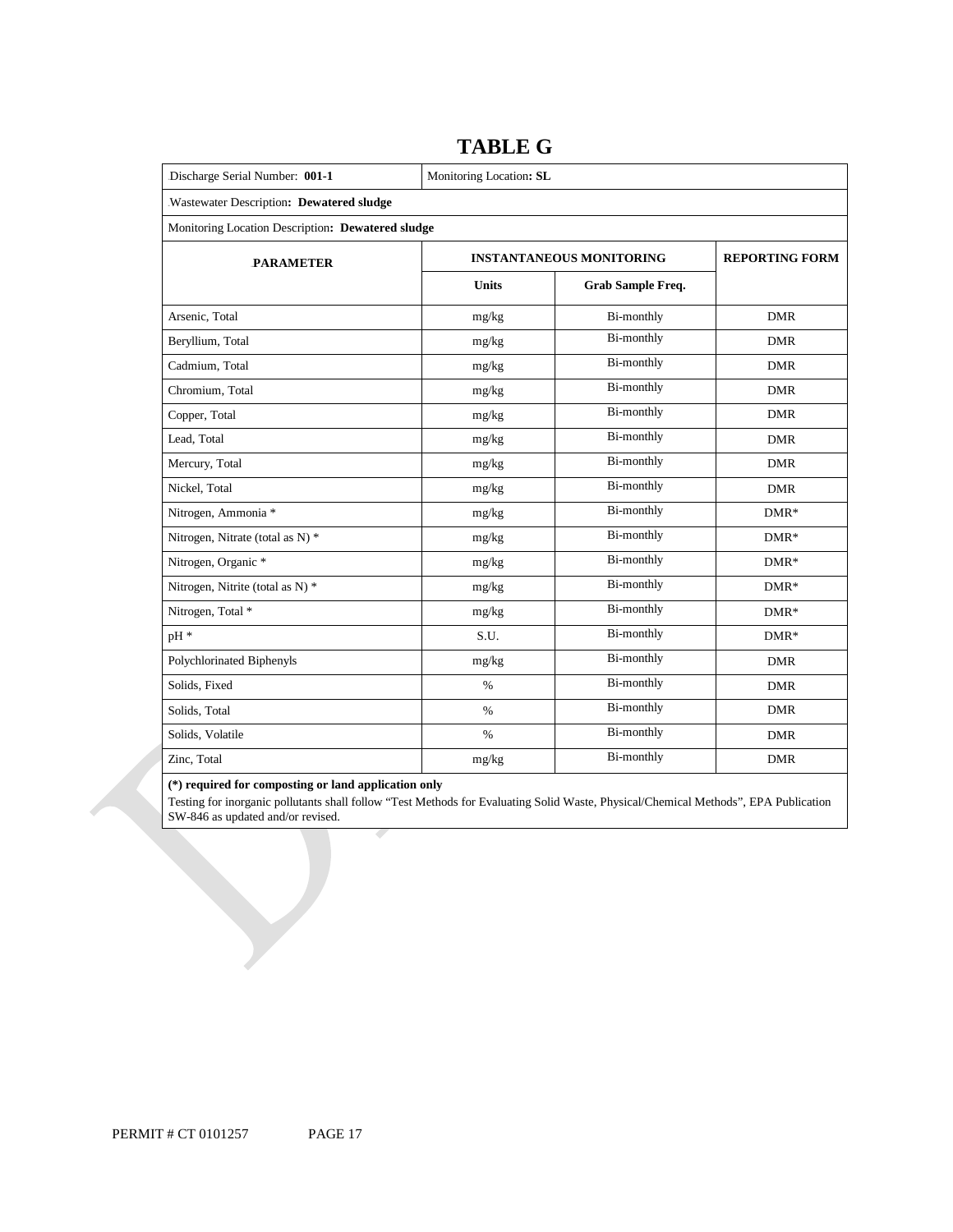# TABLE G

| Discharge Serial Number: **001-1** | Monitoring Location**: SL** | | |
|---|---|---|---|
| Wastewater Description**: Dewatered sludge** | | | |
| Monitoring Location Description**: Dewatered sludge** | | | |
| **PARAMETER** | **INSTANTANEOUS MONITORING** | | **REPORTING FORM** |
| | **Units** | **Grab Sample Freq.** | |
| Arsenic, Total | mg/kg | Bi-monthly | DMR |
| Beryllium, Total | mg/kg | Bi-monthly | DMR |
| Cadmium, Total | mg/kg | Bi-monthly | DMR |
| Chromium, Total | mg/kg | Bi-monthly | DMR |
| Copper, Total | mg/kg | Bi-monthly | DMR |
| Lead, Total | mg/kg | Bi-monthly | DMR |
| Mercury, Total | mg/kg | Bi-monthly | DMR |
| Nickel, Total | mg/kg | Bi-monthly | DMR |
| Nitrogen, Ammonia * | mg/kg | Bi-monthly | DMR* |
| Nitrogen, Nitrate (total as N) * | mg/kg | Bi-monthly | DMR* |
| Nitrogen, Organic * | mg/kg | Bi-monthly | DMR* |
| Nitrogen, Nitrite (total as N) * | mg/kg | Bi-monthly | DMR* |
| Nitrogen, Total * | mg/kg | Bi-monthly | DMR* |
| pH * | S.U. | Bi-monthly | DMR* |
| Polychlorinated Biphenyls | mg/kg | Bi-monthly | DMR |
| Solids, Fixed | % | Bi-monthly | DMR |
| Solids, Total | % | Bi-monthly | DMR |
| Solids, Volatile | % | Bi-monthly | DMR |
| Zinc, Total | mg/kg | Bi-monthly | DMR |

**(*) required for composting or land application only**

Testing for inorganic pollutants shall follow "Test Methods for Evaluating Solid Waste, Physical/Chemical Methods", EPA Publication SW-846 as updated and/or revised.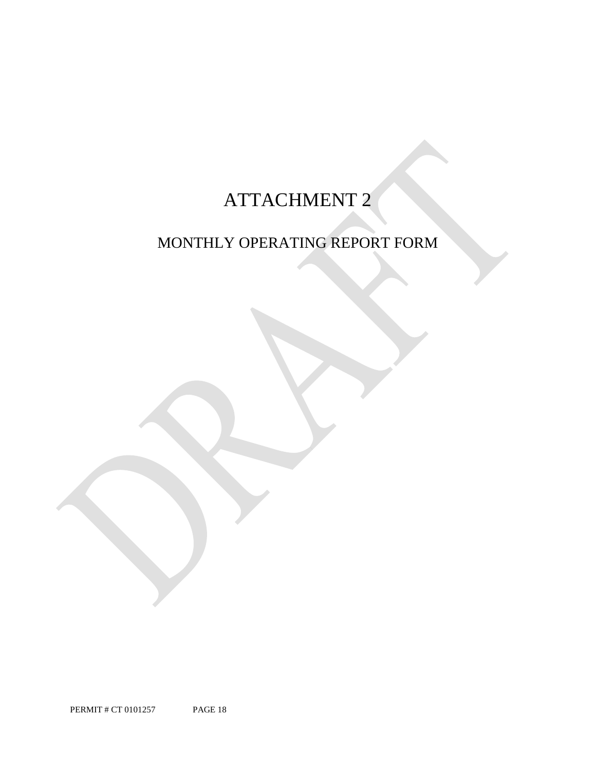# ATTACHMENT 2

## MONTHLY OPERATING REPORT FORM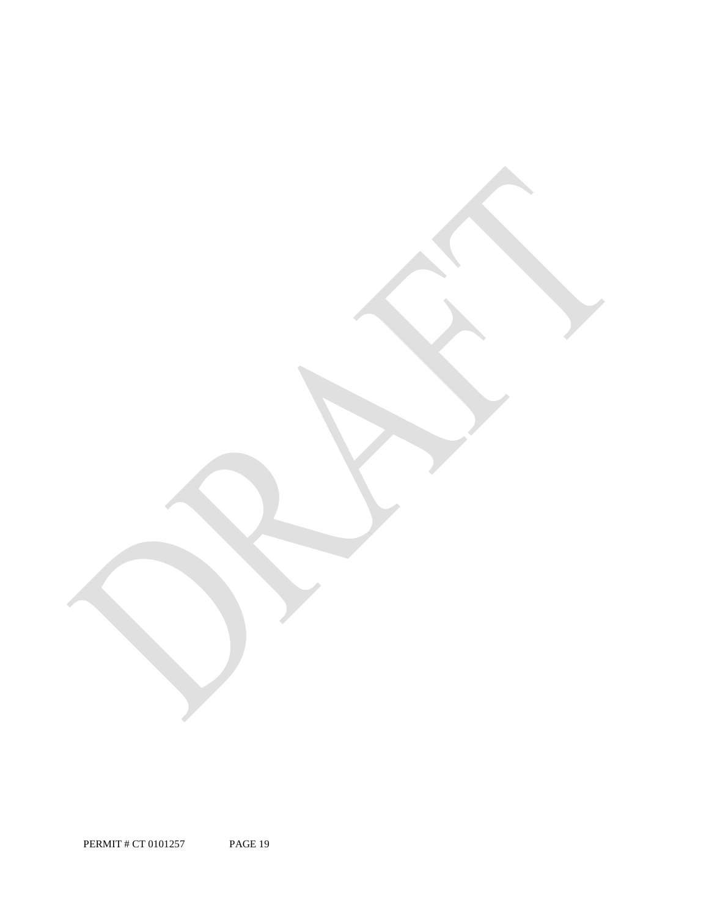DRAFT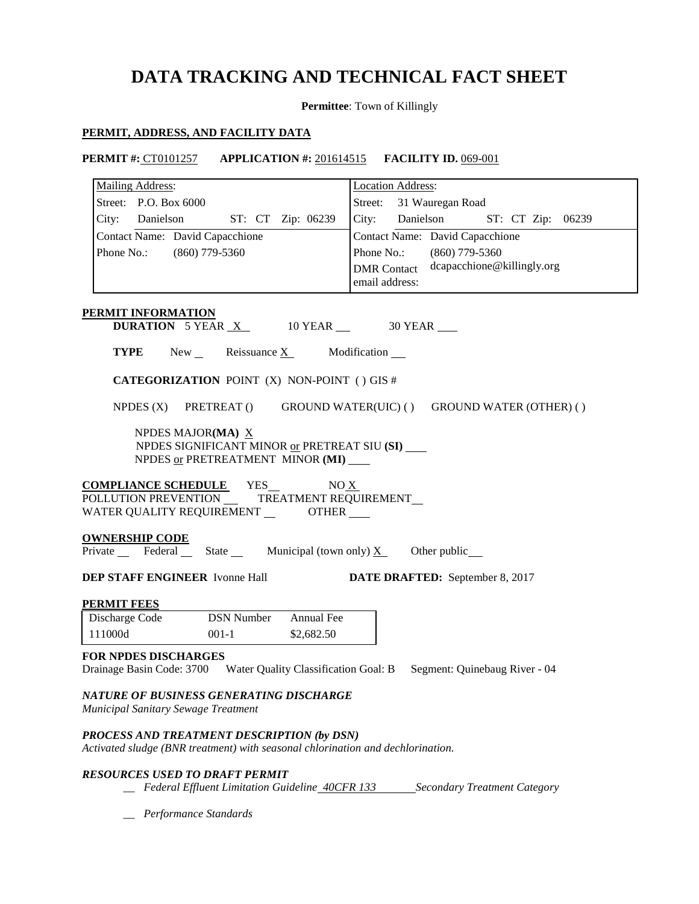# DATA TRACKING AND TECHNICAL FACT SHEET

**Permittee**: Town of Killingly

**PERMIT, ADDRESS, AND FACILITY DATA**

**PERMIT #:** CT0101257 **APPLICATION #:** 201614515 **FACILITY ID.** 069-001

| Mailing Address: | Location Address: |
|---|---|
| Street: P.O. Box 6000 | Street: 31 Wauregan Road |
| City: Danielson ST: CT Zip: 06239 | City: Danielson ST: CT Zip: 06239 |
| Contact Name: David Capacchione | Contact Name: David Capacchione |
| Phone No.: (860) 779-5360 | Phone No.: (860) 779-5360 |
| | DMR Contact email address: dcapacchione@killingly.org |

**PERMIT INFORMATION**

**DURATION** 5 YEAR X 10 YEAR __ 30 YEAR __

**TYPE** New __ Reissuance X Modification __

**CATEGORIZATION** POINT (X) NON-POINT ( ) GIS #

NPDES (X) PRETREAT () GROUND WATER(UIC) ( ) GROUND WATER (OTHER) ( )

NPDES MAJOR**(MA)** X
NPDES SIGNIFICANT MINOR or PRETREAT SIU **(SI)** __
NPDES or PRETREATMENT MINOR **(MI)** __

**COMPLIANCE SCHEDULE** YES__ NO X
POLLUTION PREVENTION __ TREATMENT REQUIREMENT __
WATER QUALITY REQUIREMENT __ OTHER __

**OWNERSHIP CODE**
Private __ Federal __ State __ Municipal (town only) X Other public __

**DEP STAFF ENGINEER** Ivonne Hall **DATE DRAFTED:** September 8, 2017

**PERMIT FEES**

| Discharge Code | DSN Number | Annual Fee |
|---|---|---|
| 111000d | 001-1 | $2,682.50 |

**FOR NPDES DISCHARGES**
Drainage Basin Code: 3700 Water Quality Classification Goal: B Segment: Quinebaug River - 04

***NATURE OF BUSINESS GENERATING DISCHARGE***
*Municipal Sanitary Sewage Treatment*

***PROCESS AND TREATMENT DESCRIPTION (by DSN)***
*Activated sludge (BNR treatment) with seasonal chlorination and dechlorination.*

***RESOURCES USED TO DRAFT PERMIT***

__ *Federal Effluent Limitation Guideline* 40CFR 133 *Secondary Treatment Category*

__ *Performance Standards*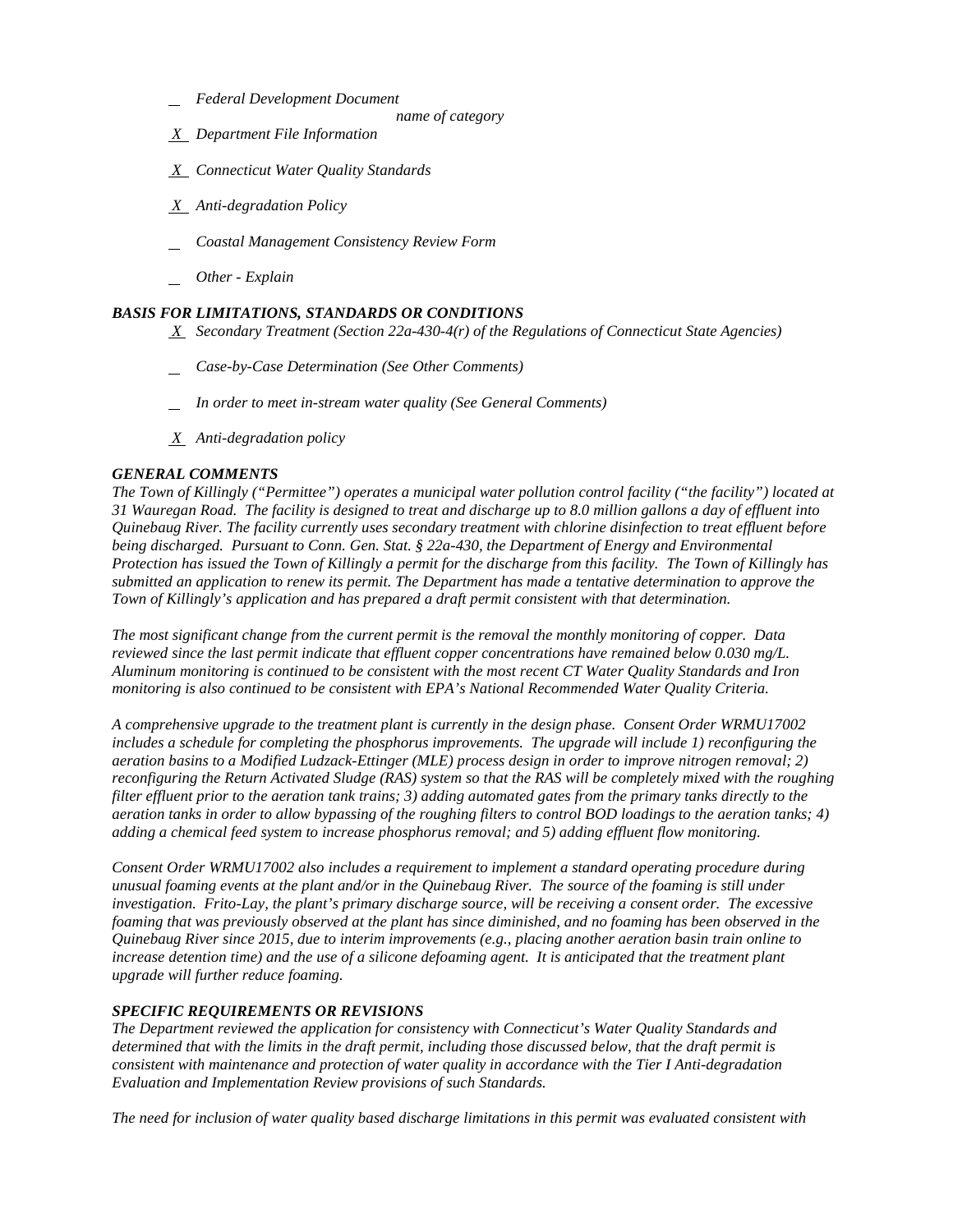\_ *Federal Development Document*
*name of category*

*X* *Department File Information*

*X* *Connecticut Water Quality Standards*

*X* *Anti-degradation Policy*

\_ *Coastal Management Consistency Review Form*

\_ *Other - Explain*

***BASIS FOR LIMITATIONS, STANDARDS OR CONDITIONS***

*X* *Secondary Treatment (Section 22a-430-4(r) of the Regulations of Connecticut State Agencies)*

\_ *Case-by-Case Determination (See Other Comments)*

\_ *In order to meet in-stream water quality (See General Comments)*

*X* *Anti-degradation policy*

***GENERAL COMMENTS***

*The Town of Killingly ("Permittee") operates a municipal water pollution control facility ("the facility") located at 31 Wauregan Road. The facility is designed to treat and discharge up to 8.0 million gallons a day of effluent into Quinebaug River. The facility currently uses secondary treatment with chlorine disinfection to treat effluent before being discharged. Pursuant to Conn. Gen. Stat. § 22a-430, the Department of Energy and Environmental Protection has issued the Town of Killingly a permit for the discharge from this facility. The Town of Killingly has submitted an application to renew its permit. The Department has made a tentative determination to approve the Town of Killingly's application and has prepared a draft permit consistent with that determination.*

*The most significant change from the current permit is the removal the monthly monitoring of copper. Data reviewed since the last permit indicate that effluent copper concentrations have remained below 0.030 mg/L. Aluminum monitoring is continued to be consistent with the most recent CT Water Quality Standards and Iron monitoring is also continued to be consistent with EPA's National Recommended Water Quality Criteria.*

*A comprehensive upgrade to the treatment plant is currently in the design phase. Consent Order WRMU17002 includes a schedule for completing the phosphorus improvements. The upgrade will include 1) reconfiguring the aeration basins to a Modified Ludzack-Ettinger (MLE) process design in order to improve nitrogen removal; 2) reconfiguring the Return Activated Sludge (RAS) system so that the RAS will be completely mixed with the roughing filter effluent prior to the aeration tank trains; 3) adding automated gates from the primary tanks directly to the aeration tanks in order to allow bypassing of the roughing filters to control BOD loadings to the aeration tanks; 4) adding a chemical feed system to increase phosphorus removal; and 5) adding effluent flow monitoring.*

*Consent Order WRMU17002 also includes a requirement to implement a standard operating procedure during unusual foaming events at the plant and/or in the Quinebaug River. The source of the foaming is still under investigation. Frito-Lay, the plant's primary discharge source, will be receiving a consent order. The excessive foaming that was previously observed at the plant has since diminished, and no foaming has been observed in the Quinebaug River since 2015, due to interim improvements (e.g., placing another aeration basin train online to increase detention time) and the use of a silicone defoaming agent. It is anticipated that the treatment plant upgrade will further reduce foaming.*

***SPECIFIC REQUIREMENTS OR REVISIONS***

*The Department reviewed the application for consistency with Connecticut's Water Quality Standards and determined that with the limits in the draft permit, including those discussed below, that the draft permit is consistent with maintenance and protection of water quality in accordance with the Tier I Anti-degradation Evaluation and Implementation Review provisions of such Standards.*

*The need for inclusion of water quality based discharge limitations in this permit was evaluated consistent with*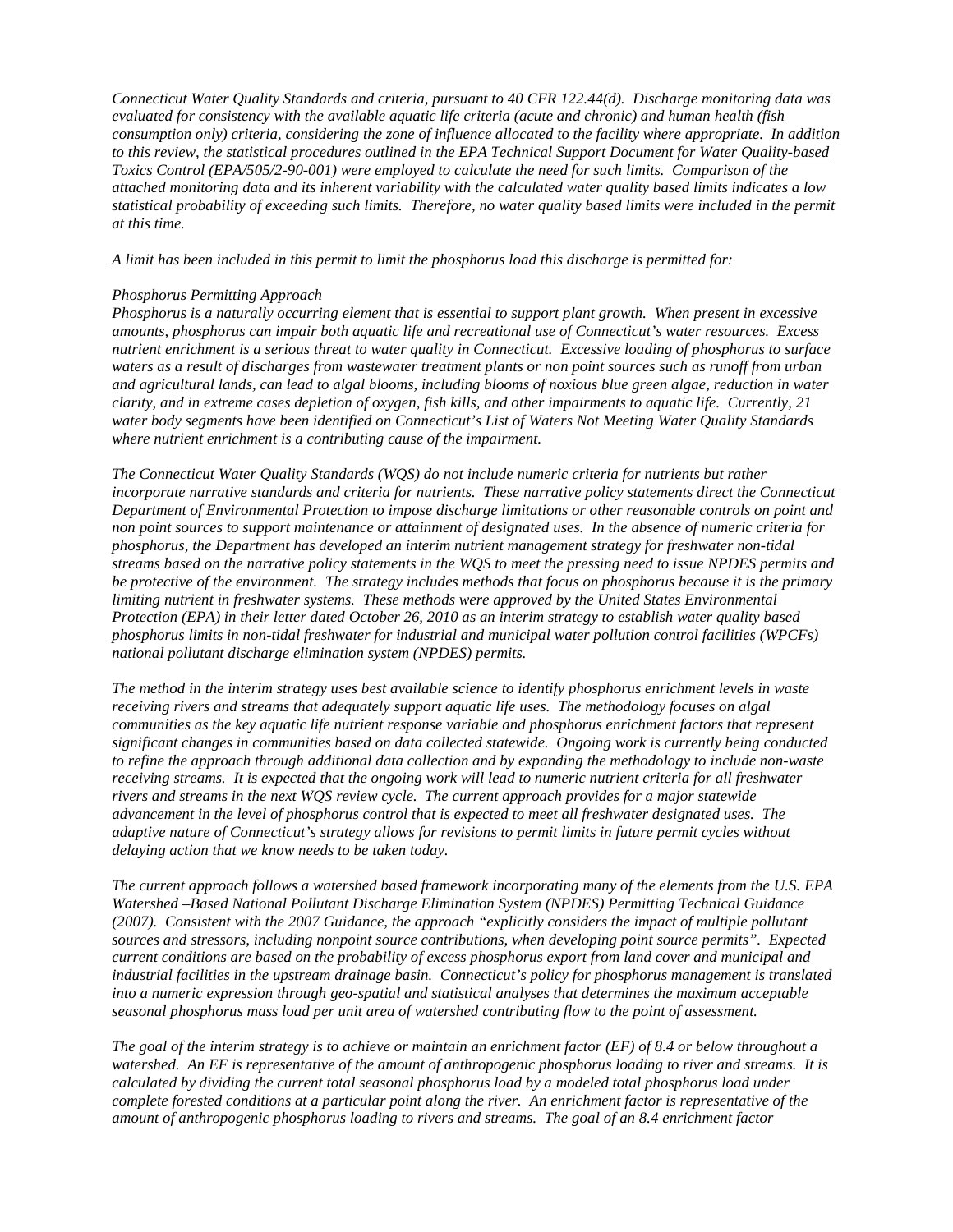*Connecticut Water Quality Standards and criteria, pursuant to 40 CFR 122.44(d). Discharge monitoring data was evaluated for consistency with the available aquatic life criteria (acute and chronic) and human health (fish consumption only) criteria, considering the zone of influence allocated to the facility where appropriate. In addition to this review, the statistical procedures outlined in the EPA Technical Support Document for Water Quality-based Toxics Control (EPA/505/2-90-001) were employed to calculate the need for such limits. Comparison of the attached monitoring data and its inherent variability with the calculated water quality based limits indicates a low statistical probability of exceeding such limits. Therefore, no water quality based limits were included in the permit at this time.*

*A limit has been included in this permit to limit the phosphorus load this discharge is permitted for:*

*Phosphorus Permitting Approach*

*Phosphorus is a naturally occurring element that is essential to support plant growth. When present in excessive amounts, phosphorus can impair both aquatic life and recreational use of Connecticut's water resources. Excess nutrient enrichment is a serious threat to water quality in Connecticut. Excessive loading of phosphorus to surface waters as a result of discharges from wastewater treatment plants or non point sources such as runoff from urban and agricultural lands, can lead to algal blooms, including blooms of noxious blue green algae, reduction in water clarity, and in extreme cases depletion of oxygen, fish kills, and other impairments to aquatic life. Currently, 21 water body segments have been identified on Connecticut's List of Waters Not Meeting Water Quality Standards where nutrient enrichment is a contributing cause of the impairment.*

*The Connecticut Water Quality Standards (WQS) do not include numeric criteria for nutrients but rather incorporate narrative standards and criteria for nutrients. These narrative policy statements direct the Connecticut Department of Environmental Protection to impose discharge limitations or other reasonable controls on point and non point sources to support maintenance or attainment of designated uses. In the absence of numeric criteria for phosphorus, the Department has developed an interim nutrient management strategy for freshwater non-tidal streams based on the narrative policy statements in the WQS to meet the pressing need to issue NPDES permits and be protective of the environment. The strategy includes methods that focus on phosphorus because it is the primary limiting nutrient in freshwater systems. These methods were approved by the United States Environmental Protection (EPA) in their letter dated October 26, 2010 as an interim strategy to establish water quality based phosphorus limits in non-tidal freshwater for industrial and municipal water pollution control facilities (WPCFs) national pollutant discharge elimination system (NPDES) permits.*

*The method in the interim strategy uses best available science to identify phosphorus enrichment levels in waste receiving rivers and streams that adequately support aquatic life uses. The methodology focuses on algal communities as the key aquatic life nutrient response variable and phosphorus enrichment factors that represent significant changes in communities based on data collected statewide. Ongoing work is currently being conducted to refine the approach through additional data collection and by expanding the methodology to include non-waste receiving streams. It is expected that the ongoing work will lead to numeric nutrient criteria for all freshwater rivers and streams in the next WQS review cycle. The current approach provides for a major statewide advancement in the level of phosphorus control that is expected to meet all freshwater designated uses. The adaptive nature of Connecticut's strategy allows for revisions to permit limits in future permit cycles without delaying action that we know needs to be taken today.*

*The current approach follows a watershed based framework incorporating many of the elements from the U.S. EPA Watershed –Based National Pollutant Discharge Elimination System (NPDES) Permitting Technical Guidance (2007). Consistent with the 2007 Guidance, the approach "explicitly considers the impact of multiple pollutant sources and stressors, including nonpoint source contributions, when developing point source permits". Expected current conditions are based on the probability of excess phosphorus export from land cover and municipal and industrial facilities in the upstream drainage basin. Connecticut's policy for phosphorus management is translated into a numeric expression through geo-spatial and statistical analyses that determines the maximum acceptable seasonal phosphorus mass load per unit area of watershed contributing flow to the point of assessment.*

*The goal of the interim strategy is to achieve or maintain an enrichment factor (EF) of 8.4 or below throughout a watershed. An EF is representative of the amount of anthropogenic phosphorus loading to river and streams. It is calculated by dividing the current total seasonal phosphorus load by a modeled total phosphorus load under complete forested conditions at a particular point along the river. An enrichment factor is representative of the amount of anthropogenic phosphorus loading to rivers and streams. The goal of an 8.4 enrichment factor*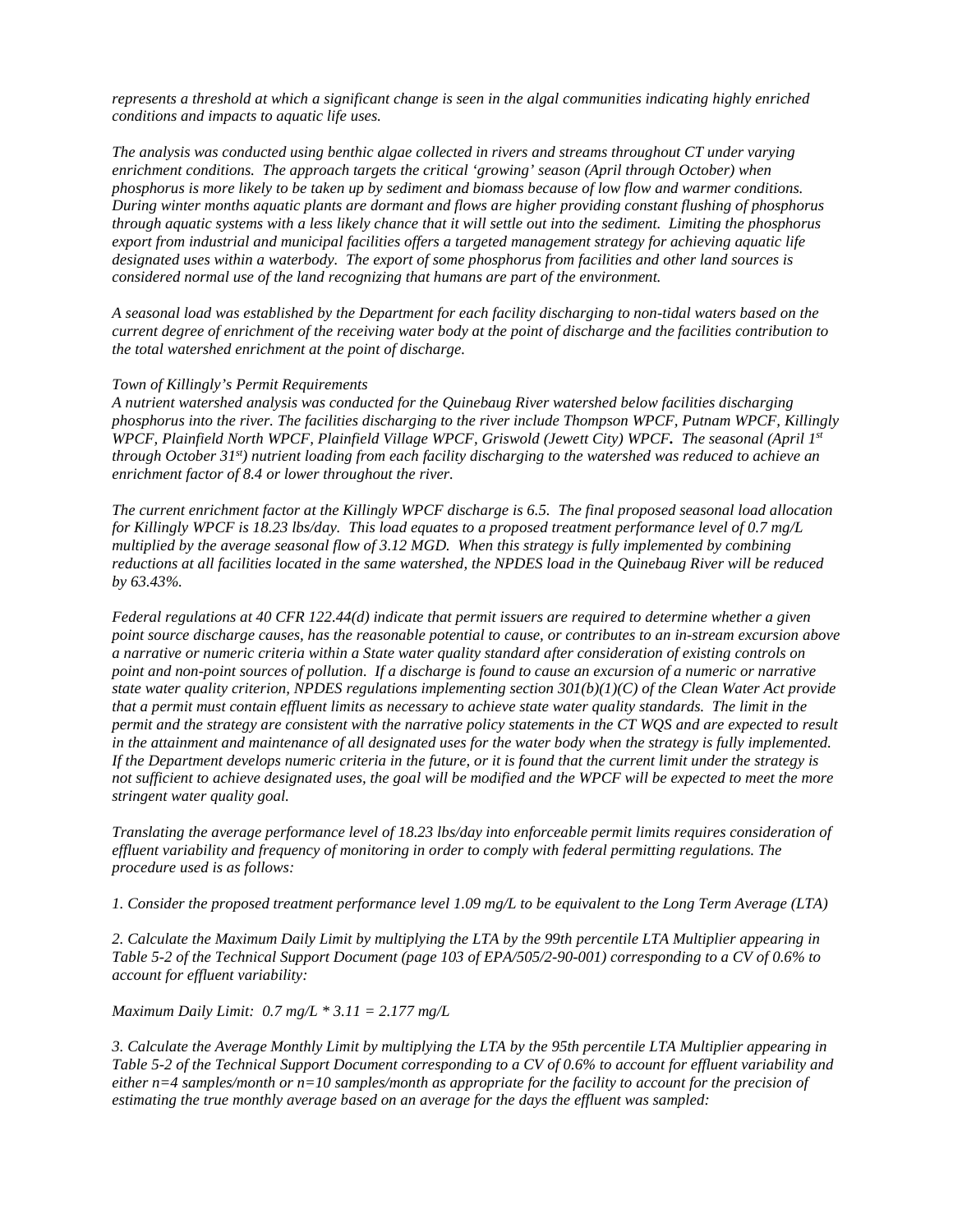*represents a threshold at which a significant change is seen in the algal communities indicating highly enriched conditions and impacts to aquatic life uses.*

*The analysis was conducted using benthic algae collected in rivers and streams throughout CT under varying enrichment conditions. The approach targets the critical 'growing' season (April through October) when phosphorus is more likely to be taken up by sediment and biomass because of low flow and warmer conditions. During winter months aquatic plants are dormant and flows are higher providing constant flushing of phosphorus through aquatic systems with a less likely chance that it will settle out into the sediment. Limiting the phosphorus export from industrial and municipal facilities offers a targeted management strategy for achieving aquatic life designated uses within a waterbody. The export of some phosphorus from facilities and other land sources is considered normal use of the land recognizing that humans are part of the environment.*

*A seasonal load was established by the Department for each facility discharging to non-tidal waters based on the current degree of enrichment of the receiving water body at the point of discharge and the facilities contribution to the total watershed enrichment at the point of discharge.*

*Town of Killingly's Permit Requirements*
*A nutrient watershed analysis was conducted for the Quinebaug River watershed below facilities discharging phosphorus into the river. The facilities discharging to the river include Thompson WPCF, Putnam WPCF, Killingly WPCF, Plainfield North WPCF, Plainfield Village WPCF, Griswold (Jewett City) WPCF.* ***The*** *seasonal (April 1st through October 31st) nutrient loading from each facility discharging to the watershed was reduced to achieve an enrichment factor of 8.4 or lower throughout the river.*

*The current enrichment factor at the Killingly WPCF discharge is 6.5. The final proposed seasonal load allocation for Killingly WPCF is 18.23 lbs/day. This load equates to a proposed treatment performance level of 0.7 mg/L multiplied by the average seasonal flow of 3.12 MGD. When this strategy is fully implemented by combining reductions at all facilities located in the same watershed, the NPDES load in the Quinebaug River will be reduced by 63.43%.*

*Federal regulations at 40 CFR 122.44(d) indicate that permit issuers are required to determine whether a given point source discharge causes, has the reasonable potential to cause, or contributes to an in-stream excursion above a narrative or numeric criteria within a State water quality standard after consideration of existing controls on point and non-point sources of pollution. If a discharge is found to cause an excursion of a numeric or narrative state water quality criterion, NPDES regulations implementing section 301(b)(1)(C) of the Clean Water Act provide that a permit must contain effluent limits as necessary to achieve state water quality standards. The limit in the permit and the strategy are consistent with the narrative policy statements in the CT WQS and are expected to result in the attainment and maintenance of all designated uses for the water body when the strategy is fully implemented. If the Department develops numeric criteria in the future, or it is found that the current limit under the strategy is not sufficient to achieve designated uses, the goal will be modified and the WPCF will be expected to meet the more stringent water quality goal.*

*Translating the average performance level of 18.23 lbs/day into enforceable permit limits requires consideration of effluent variability and frequency of monitoring in order to comply with federal permitting regulations. The procedure used is as follows:*

*1. Consider the proposed treatment performance level 1.09 mg/L to be equivalent to the Long Term Average (LTA)*

*2. Calculate the Maximum Daily Limit by multiplying the LTA by the 99th percentile LTA Multiplier appearing in Table 5-2 of the Technical Support Document (page 103 of EPA/505/2-90-001) corresponding to a CV of 0.6% to account for effluent variability:*

*Maximum Daily Limit: 0.7 mg/L * 3.11 = 2.177 mg/L*

*3. Calculate the Average Monthly Limit by multiplying the LTA by the 95th percentile LTA Multiplier appearing in Table 5-2 of the Technical Support Document corresponding to a CV of 0.6% to account for effluent variability and either n=4 samples/month or n=10 samples/month as appropriate for the facility to account for the precision of estimating the true monthly average based on an average for the days the effluent was sampled:*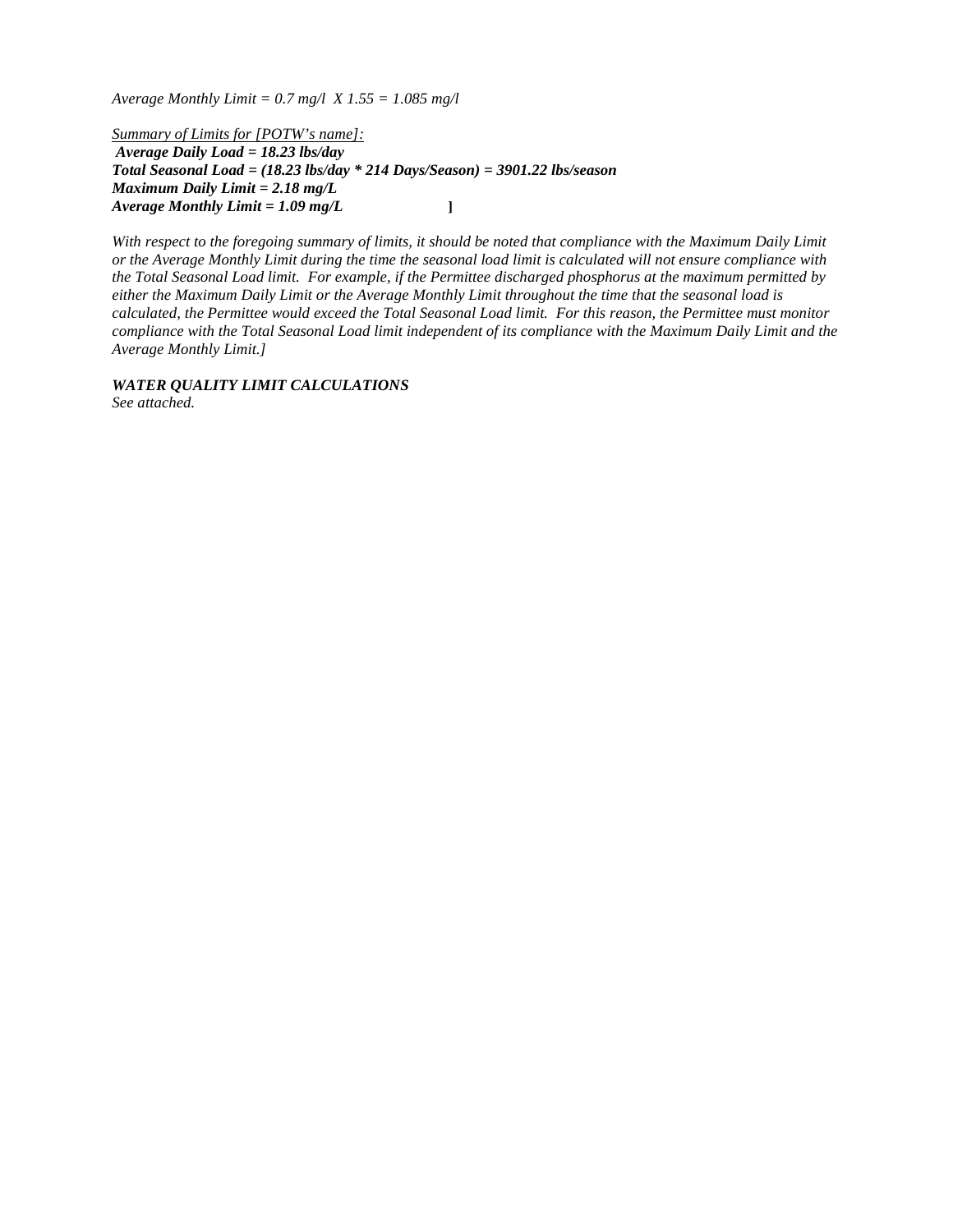*Average Monthly Limit = 0.7 mg/l  X 1.55 = 1.085 mg/l*

<u>*Summary of Limits for [POTW's name]:*</u>
***Average Daily Load = 18.23 lbs/day***
***Total Seasonal Load = (18.23 lbs/day * 214 Days/Season) = 3901.22 lbs/season***
***Maximum Daily Limit = 2.18 mg/L***
***Average Monthly Limit = 1.09 mg/L*** **]**

*With respect to the foregoing summary of limits, it should be noted that compliance with the Maximum Daily Limit or the Average Monthly Limit during the time the seasonal load limit is calculated will not ensure compliance with the Total Seasonal Load limit.  For example, if the Permittee discharged phosphorus at the maximum permitted by either the Maximum Daily Limit or the Average Monthly Limit throughout the time that the seasonal load is calculated, the Permittee would exceed the Total Seasonal Load limit.  For this reason, the Permittee must monitor compliance with the Total Seasonal Load limit independent of its compliance with the Maximum Daily Limit and the Average Monthly Limit.]*

***WATER QUALITY LIMIT CALCULATIONS***
*See attached.*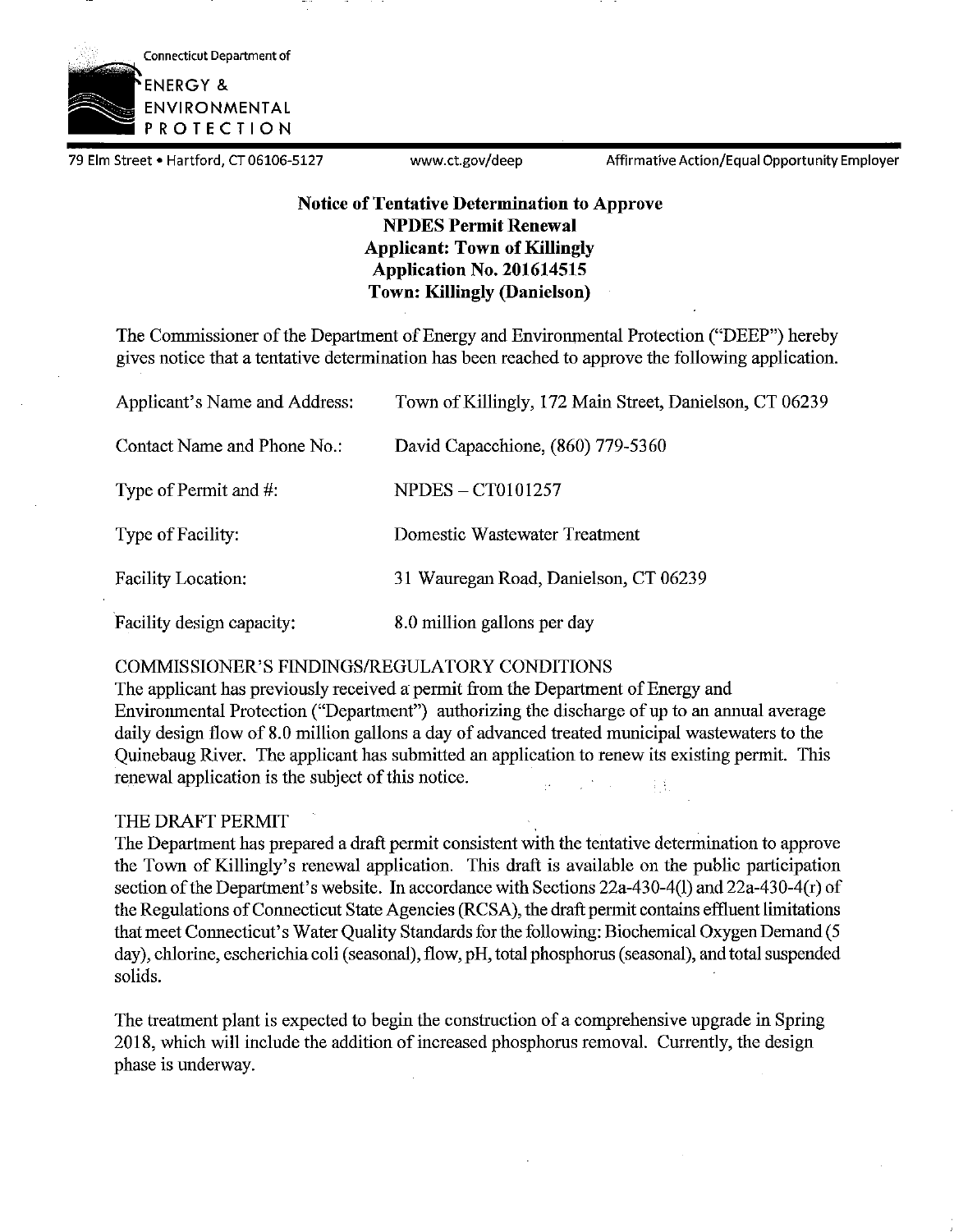Connecticut Department of

ENERGY & ENVIRONMENTAL PROTECTION

79 Elm Street • Hartford, CT 06106-5127 www.ct.gov/deep Affirmative Action/Equal Opportunity Employer

**Notice of Tentative Determination to Approve**
**NPDES Permit Renewal**
**Applicant: Town of Killingly**
**Application No. 201614515**
**Town: Killingly (Danielson)**

The Commissioner of the Department of Energy and Environmental Protection ("DEEP") hereby gives notice that a tentative determination has been reached to approve the following application.

| | |
|---|---|
| Applicant's Name and Address: | Town of Killingly, 172 Main Street, Danielson, CT 06239 |
| Contact Name and Phone No.: | David Capacchione, (860) 779-5360 |
| Type of Permit and #: | NPDES – CT0101257 |
| Type of Facility: | Domestic Wastewater Treatment |
| Facility Location: | 31 Wauregan Road, Danielson, CT 06239 |
| Facility design capacity: | 8.0 million gallons per day |

COMMISSIONER'S FINDINGS/REGULATORY CONDITIONS

The applicant has previously received a permit from the Department of Energy and Environmental Protection ("Department") authorizing the discharge of up to an annual average daily design flow of 8.0 million gallons a day of advanced treated municipal wastewaters to the Quinebaug River. The applicant has submitted an application to renew its existing permit. This renewal application is the subject of this notice.

THE DRAFT PERMIT

The Department has prepared a draft permit consistent with the tentative determination to approve the Town of Killingly's renewal application. This draft is available on the public participation section of the Department's website. In accordance with Sections 22a-430-4(l) and 22a-430-4(r) of the Regulations of Connecticut State Agencies (RCSA), the draft permit contains effluent limitations that meet Connecticut's Water Quality Standards for the following: Biochemical Oxygen Demand (5 day), chlorine, escherichia coli (seasonal), flow, pH, total phosphorus (seasonal), and total suspended solids.

The treatment plant is expected to begin the construction of a comprehensive upgrade in Spring 2018, which will include the addition of increased phosphorus removal. Currently, the design phase is underway.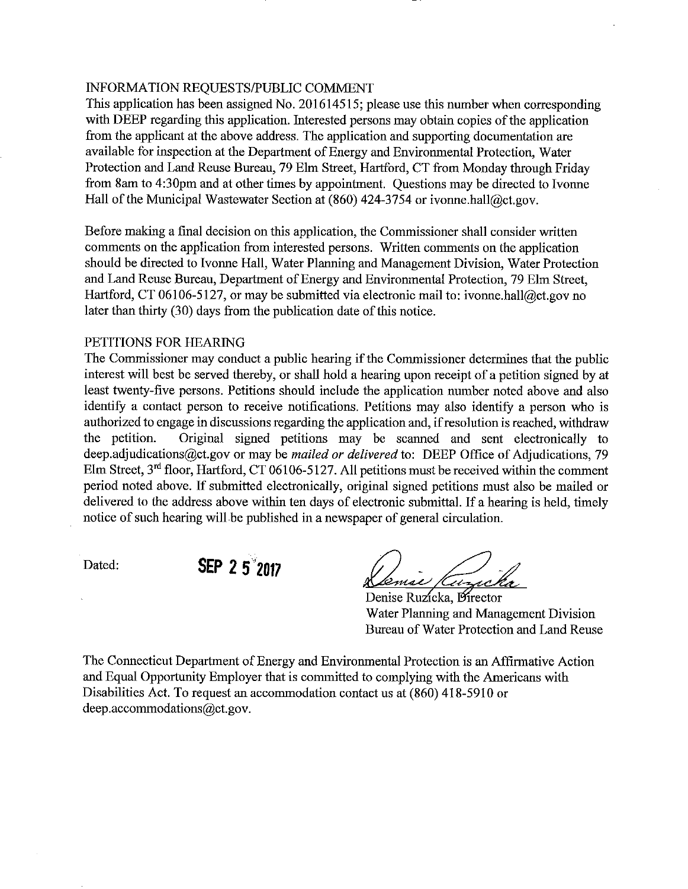## INFORMATION REQUESTS/PUBLIC COMMENT

This application has been assigned No. 201614515; please use this number when corresponding with DEEP regarding this application. Interested persons may obtain copies of the application from the applicant at the above address. The application and supporting documentation are available for inspection at the Department of Energy and Environmental Protection, Water Protection and Land Reuse Bureau, 79 Elm Street, Hartford, CT from Monday through Friday from 8am to 4:30pm and at other times by appointment. Questions may be directed to Ivonne Hall of the Municipal Wastewater Section at (860) 424-3754 or ivonne.hall@ct.gov.

Before making a final decision on this application, the Commissioner shall consider written comments on the application from interested persons. Written comments on the application should be directed to Ivonne Hall, Water Planning and Management Division, Water Protection and Land Reuse Bureau, Department of Energy and Environmental Protection, 79 Elm Street, Hartford, CT 06106-5127, or may be submitted via electronic mail to: ivonne.hall@ct.gov no later than thirty (30) days from the publication date of this notice.

## PETITIONS FOR HEARING

The Commissioner may conduct a public hearing if the Commissioner determines that the public interest will best be served thereby, or shall hold a hearing upon receipt of a petition signed by at least twenty-five persons. Petitions should include the application number noted above and also identify a contact person to receive notifications. Petitions may also identify a person who is authorized to engage in discussions regarding the application and, if resolution is reached, withdraw the petition. Original signed petitions may be scanned and sent electronically to deep.adjudications@ct.gov or may be *mailed or delivered* to: DEEP Office of Adjudications, 79 Elm Street, 3rd floor, Hartford, CT 06106-5127. All petitions must be received within the comment period noted above. If submitted electronically, original signed petitions must also be mailed or delivered to the address above within ten days of electronic submittal. If a hearing is held, timely notice of such hearing will be published in a newspaper of general circulation.

Dated: **SEP 25 2017**

Denise Ruzicka, Director
Water Planning and Management Division
Bureau of Water Protection and Land Reuse

The Connecticut Department of Energy and Environmental Protection is an Affirmative Action and Equal Opportunity Employer that is committed to complying with the Americans with Disabilities Act. To request an accommodation contact us at (860) 418-5910 or deep.accommodations@ct.gov.